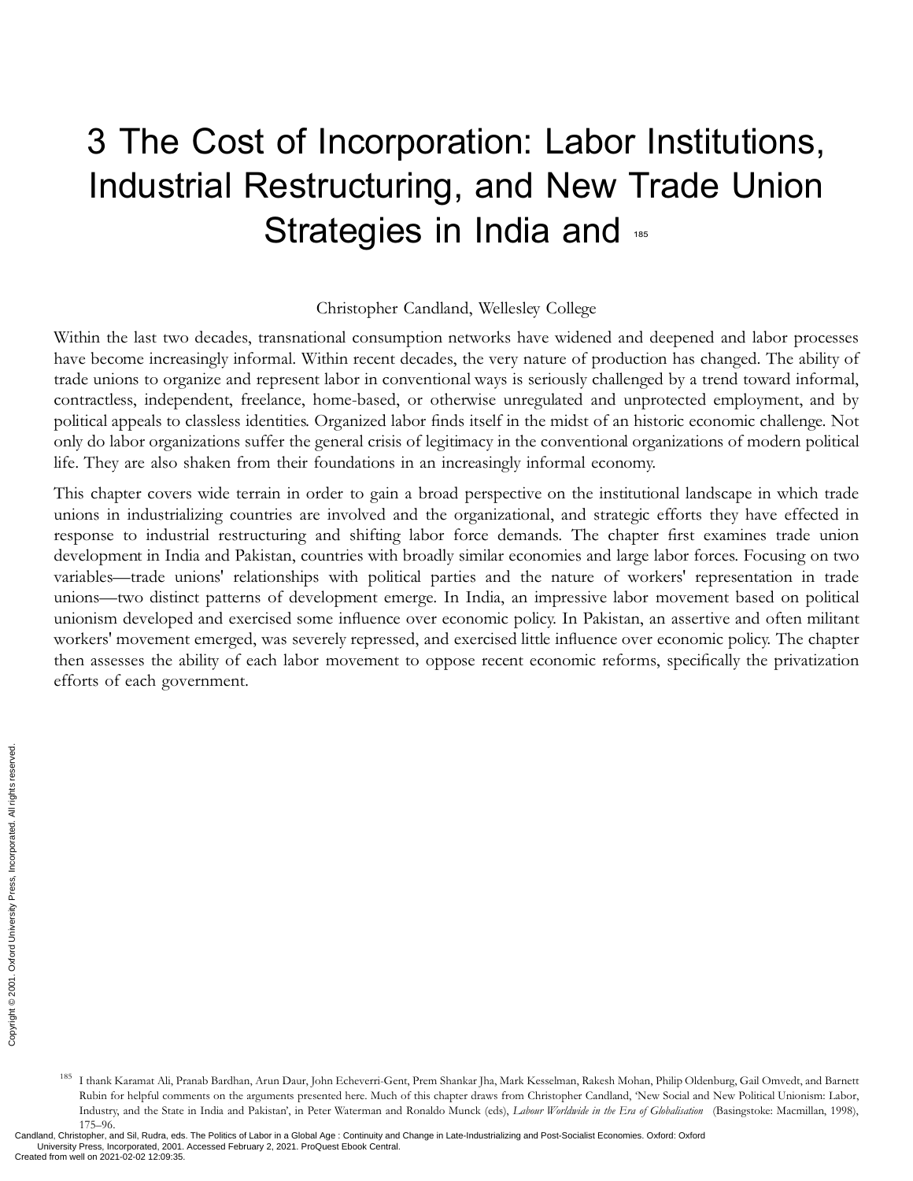# 3 The Cost of Incorporation: Labor Institutions, Industrial Restructuring, and New Trade Union Strategies in India and [185]

Christopher Candland, Wellesley College

Within the last two decades, transnational consumption networks have widened and deepened and labor processes have become increasingly informal. Within recent decades, the very nature of production has changed. The ability of trade unions to organize and represent labor in conventional ways is seriously challenged by a trend toward informal, contractless, independent, freelance, home-based, or otherwise unregulated and unprotected employment, and by political appeals to classless identities. Organized labor finds itself in the midst of an historic economic challenge. Not only do labor organizations suffer the general crisis of legitimacy in the conventional organizations of modern political life. They are also shaken from their foundations in an increasingly informal economy.

This chapter covers wide terrain in order to gain a broad perspective on the institutional landscape in which trade unions in industrializing countries are involved and the organizational, and strategic efforts they have effected in response to industrial restructuring and shifting labor force demands. The chapter first examines trade union development in India and Pakistan, countries with broadly similar economies and large labor forces. Focusing on two variables—trade unions' relationships with political parties and the nature of workers' representation in trade unions—two distinct patterns of development emerge. In India, an impressive labor movement based on political unionism developed and exercised some influence over economic policy. In Pakistan, an assertive and often militant workers' movement emerged, was severely repressed, and exercised little influence over economic policy. The chapter then assesses the ability of each labor movement to oppose recent economic reforms, specifically the privatization efforts of each government.

[185] I thank Karamat Ali, Pranab Bardhan, Arun Daur, John Echeverri-Gent, Prem Shankar Jha, Mark Kesselman, Rakesh Mohan, Philip Oldenburg, Gail Omvedt, and Barnett Rubin for helpful comments on the arguments presented here. Much of this chapter draws from Christopher Candland, 'New Social and New Political Unionism: Labor, Industry, and the State in India and Pakistan', in Peter Waterman and Ronaldo Munck (eds), *Labour Worldwide in the Era of Globalisation* (Basingstoke: Macmillan, 1998), 175–96.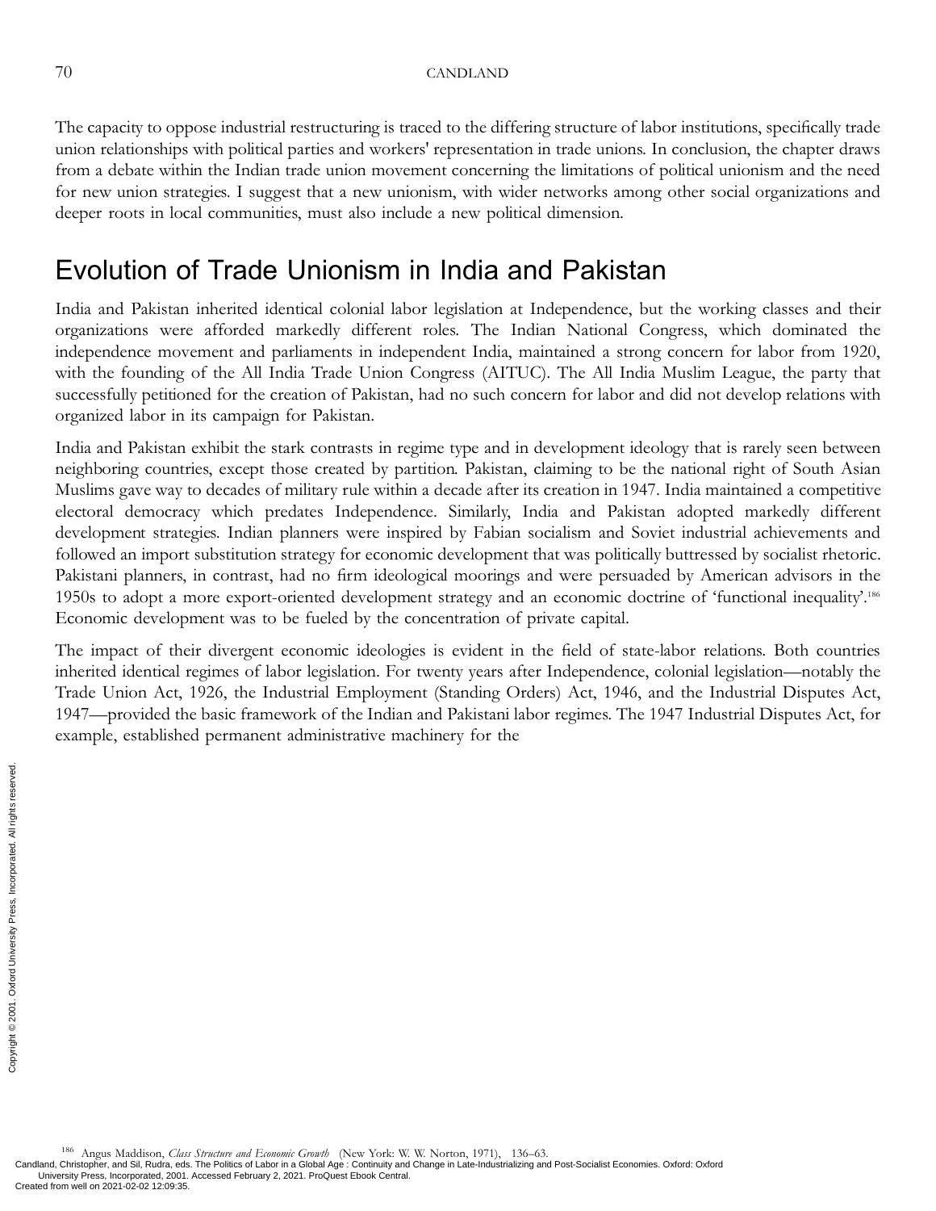The capacity to oppose industrial restructuring is traced to the differing structure of labor institutions, specifically trade union relationships with political parties and workers' representation in trade unions. In conclusion, the chapter draws from a debate within the Indian trade union movement concerning the limitations of political unionism and the need for new union strategies. I suggest that a new unionism, with wider networks among other social organizations and deeper roots in local communities, must also include a new political dimension.

## Evolution of Trade Unionism in India and Pakistan

India and Pakistan inherited identical colonial labor legislation at Independence, but the working classes and their organizations were afforded markedly different roles. The Indian National Congress, which dominated the independence movement and parliaments in independent India, maintained a strong concern for labor from 1920, with the founding of the All India Trade Union Congress (AITUC). The All India Muslim League, the party that successfully petitioned for the creation of Pakistan, had no such concern for labor and did not develop relations with organized labor in its campaign for Pakistan.

India and Pakistan exhibit the stark contrasts in regime type and in development ideology that is rarely seen between neighboring countries, except those created by partition. Pakistan, claiming to be the national right of South Asian Muslims gave way to decades of military rule within a decade after its creation in 1947. India maintained a competitive electoral democracy which predates Independence. Similarly, India and Pakistan adopted markedly different development strategies. Indian planners were inspired by Fabian socialism and Soviet industrial achievements and followed an import substitution strategy for economic development that was politically buttressed by socialist rhetoric. Pakistani planners, in contrast, had no firm ideological moorings and were persuaded by American advisors in the 1950s to adopt a more export-oriented development strategy and an economic doctrine of 'functional inequality'.[186] Economic development was to be fueled by the concentration of private capital.

The impact of their divergent economic ideologies is evident in the field of state-labor relations. Both countries inherited identical regimes of labor legislation. For twenty years after Independence, colonial legislation—notably the Trade Union Act, 1926, the Industrial Employment (Standing Orders) Act, 1946, and the Industrial Disputes Act, 1947—provided the basic framework of the Indian and Pakistani labor regimes. The 1947 Industrial Disputes Act, for example, established permanent administrative machinery for the

[186] Angus Maddison, *Class Structure and Economic Growth* (New York: W. W. Norton, 1971), 136–63.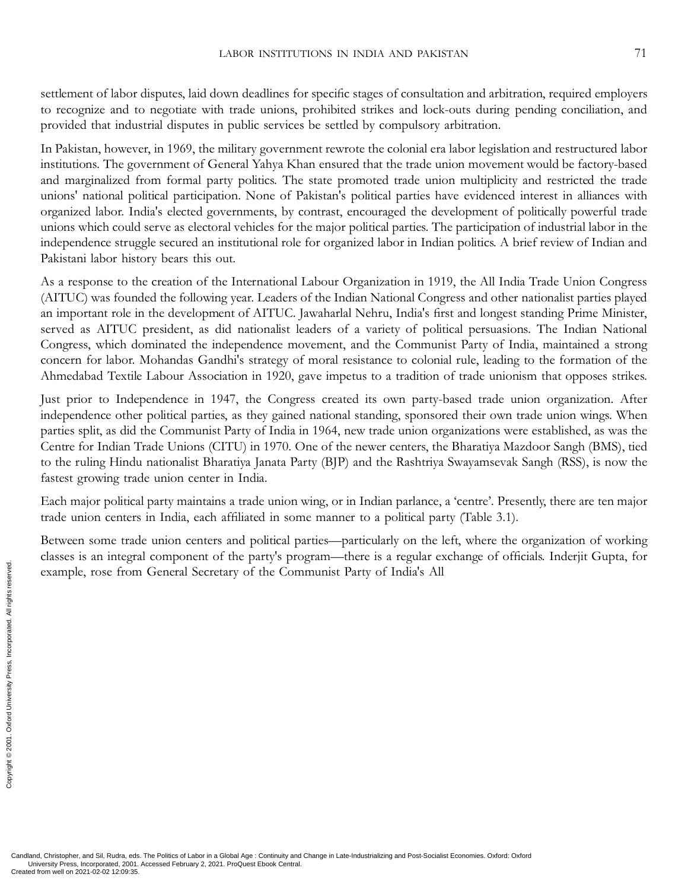settlement of labor disputes, laid down deadlines for specific stages of consultation and arbitration, required employers to recognize and to negotiate with trade unions, prohibited strikes and lock-outs during pending conciliation, and provided that industrial disputes in public services be settled by compulsory arbitration.

In Pakistan, however, in 1969, the military government rewrote the colonial era labor legislation and restructured labor institutions. The government of General Yahya Khan ensured that the trade union movement would be factory-based and marginalized from formal party politics. The state promoted trade union multiplicity and restricted the trade unions' national political participation. None of Pakistan's political parties have evidenced interest in alliances with organized labor. India's elected governments, by contrast, encouraged the development of politically powerful trade unions which could serve as electoral vehicles for the major political parties. The participation of industrial labor in the independence struggle secured an institutional role for organized labor in Indian politics. A brief review of Indian and Pakistani labor history bears this out.

As a response to the creation of the International Labour Organization in 1919, the All India Trade Union Congress (AITUC) was founded the following year. Leaders of the Indian National Congress and other nationalist parties played an important role in the development of AITUC. Jawaharlal Nehru, India's first and longest standing Prime Minister, served as AITUC president, as did nationalist leaders of a variety of political persuasions. The Indian National Congress, which dominated the independence movement, and the Communist Party of India, maintained a strong concern for labor. Mohandas Gandhi's strategy of moral resistance to colonial rule, leading to the formation of the Ahmedabad Textile Labour Association in 1920, gave impetus to a tradition of trade unionism that opposes strikes.

Just prior to Independence in 1947, the Congress created its own party-based trade union organization. After independence other political parties, as they gained national standing, sponsored their own trade union wings. When parties split, as did the Communist Party of India in 1964, new trade union organizations were established, as was the Centre for Indian Trade Unions (CITU) in 1970. One of the newer centers, the Bharatiya Mazdoor Sangh (BMS), tied to the ruling Hindu nationalist Bharatiya Janata Party (BJP) and the Rashtriya Swayamsevak Sangh (RSS), is now the fastest growing trade union center in India.

Each major political party maintains a trade union wing, or in Indian parlance, a 'centre'. Presently, there are ten major trade union centers in India, each affiliated in some manner to a political party (Table 3.1).

Between some trade union centers and political parties—particularly on the left, where the organization of working classes is an integral component of the party's program—there is a regular exchange of officials. Inderjit Gupta, for example, rose from General Secretary of the Communist Party of India's All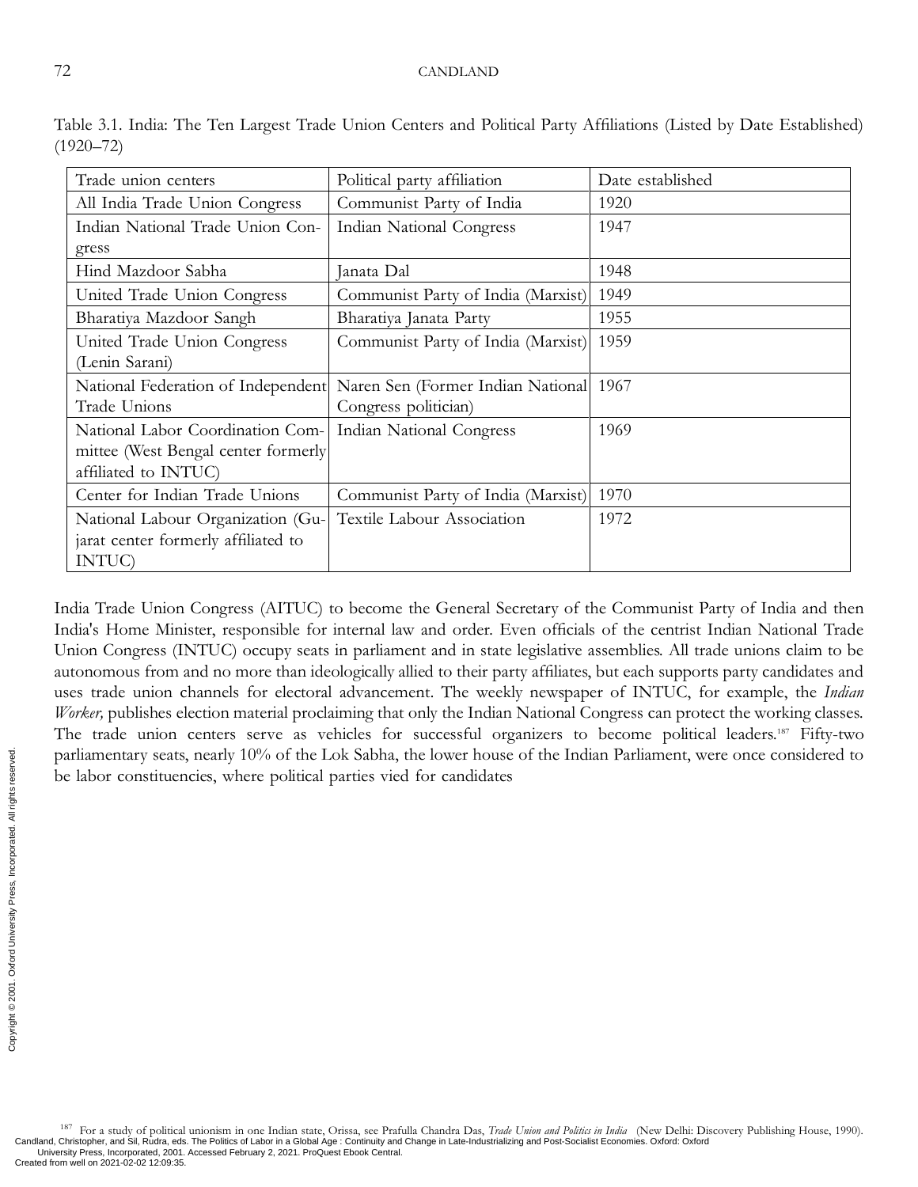Table 3.1. India: The Ten Largest Trade Union Centers and Political Party Affiliations (Listed by Date Established) (1920–72)

| Trade union centers | Political party affiliation | Date established |
| --- | --- | --- |
| All India Trade Union Congress | Communist Party of India | 1920 |
| Indian National Trade Union Congress | Indian National Congress | 1947 |
| Hind Mazdoor Sabha | Janata Dal | 1948 |
| United Trade Union Congress | Communist Party of India (Marxist) | 1949 |
| Bharatiya Mazdoor Sangh | Bharatiya Janata Party | 1955 |
| United Trade Union Congress (Lenin Sarani) | Communist Party of India (Marxist) | 1959 |
| National Federation of Independent Trade Unions | Naren Sen (Former Indian National Congress politician) | 1967 |
| National Labor Coordination Committee (West Bengal center formerly affiliated to INTUC) | Indian National Congress | 1969 |
| Center for Indian Trade Unions | Communist Party of India (Marxist) | 1970 |
| National Labour Organization (Gujarat center formerly affiliated to INTUC) | Textile Labour Association | 1972 |

India Trade Union Congress (AITUC) to become the General Secretary of the Communist Party of India and then India's Home Minister, responsible for internal law and order. Even officials of the centrist Indian National Trade Union Congress (INTUC) occupy seats in parliament and in state legislative assemblies. All trade unions claim to be autonomous from and no more than ideologically allied to their party affiliates, but each supports party candidates and uses trade union channels for electoral advancement. The weekly newspaper of INTUC, for example, the *Indian Worker,* publishes election material proclaiming that only the Indian National Congress can protect the working classes. The trade union centers serve as vehicles for successful organizers to become political leaders.[187] Fifty-two parliamentary seats, nearly 10% of the Lok Sabha, the lower house of the Indian Parliament, were once considered to be labor constituencies, where political parties vied for candidates

[187] For a study of political unionism in one Indian state, Orissa, see Prafulla Chandra Das, *Trade Union and Politics in India* (New Delhi: Discovery Publishing House, 1990).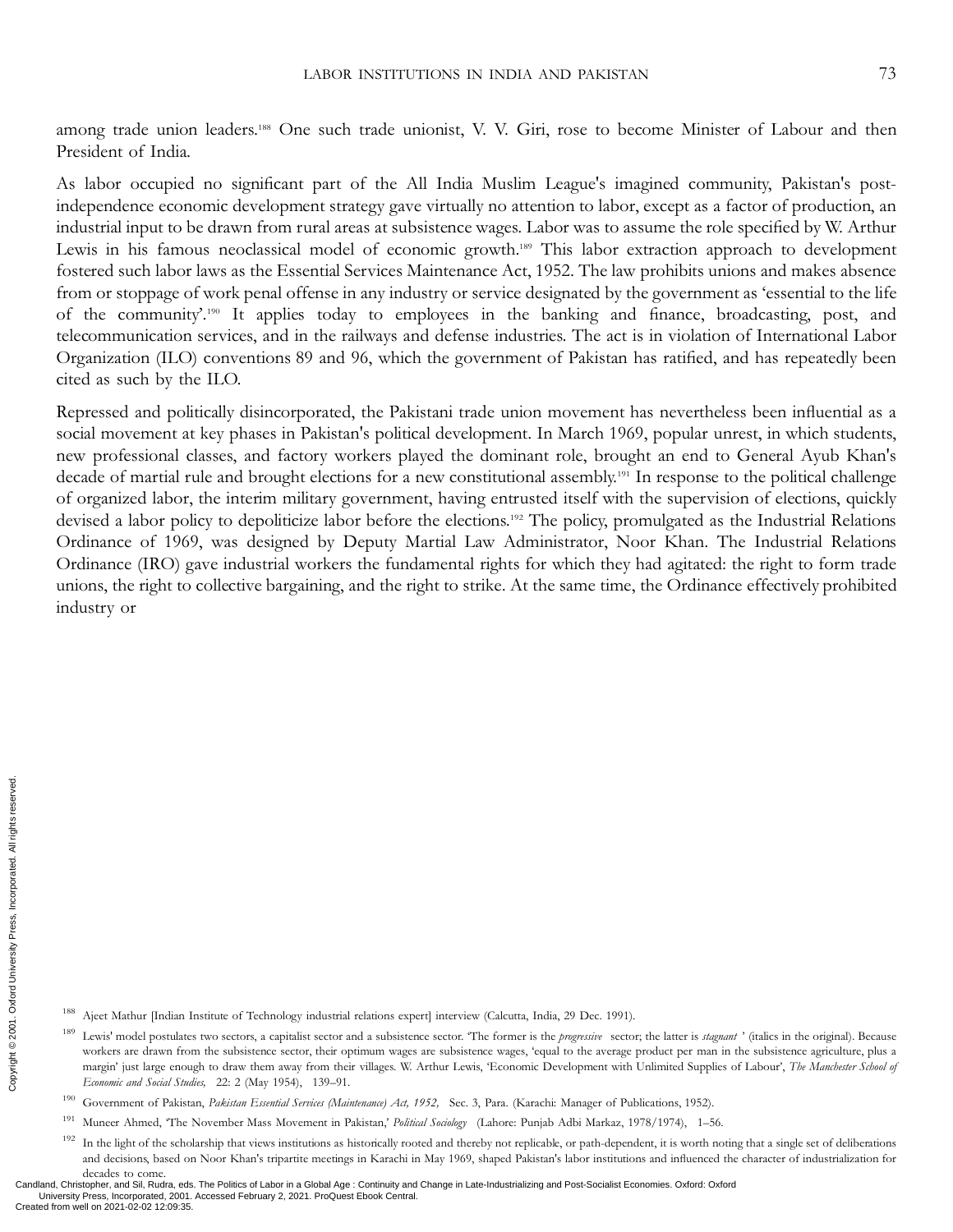among trade union leaders.[188] One such trade unionist, V. V. Giri, rose to become Minister of Labour and then President of India.

As labor occupied no significant part of the All India Muslim League's imagined community, Pakistan's post-independence economic development strategy gave virtually no attention to labor, except as a factor of production, an industrial input to be drawn from rural areas at subsistence wages. Labor was to assume the role specified by W. Arthur Lewis in his famous neoclassical model of economic growth.[189] This labor extraction approach to development fostered such labor laws as the Essential Services Maintenance Act, 1952. The law prohibits unions and makes absence from or stoppage of work penal offense in any industry or service designated by the government as 'essential to the life of the community'.[190] It applies today to employees in the banking and finance, broadcasting, post, and telecommunication services, and in the railways and defense industries. The act is in violation of International Labor Organization (ILO) conventions 89 and 96, which the government of Pakistan has ratified, and has repeatedly been cited as such by the ILO.

Repressed and politically disincorporated, the Pakistani trade union movement has nevertheless been influential as a social movement at key phases in Pakistan's political development. In March 1969, popular unrest, in which students, new professional classes, and factory workers played the dominant role, brought an end to General Ayub Khan's decade of martial rule and brought elections for a new constitutional assembly.[191] In response to the political challenge of organized labor, the interim military government, having entrusted itself with the supervision of elections, quickly devised a labor policy to depoliticize labor before the elections.[192] The policy, promulgated as the Industrial Relations Ordinance of 1969, was designed by Deputy Martial Law Administrator, Noor Khan. The Industrial Relations Ordinance (IRO) gave industrial workers the fundamental rights for which they had agitated: the right to form trade unions, the right to collective bargaining, and the right to strike. At the same time, the Ordinance effectively prohibited industry or

---

[188] Ajeet Mathur [Indian Institute of Technology industrial relations expert] interview (Calcutta, India, 29 Dec. 1991).

[189] Lewis' model postulates two sectors, a capitalist sector and a subsistence sector. 'The former is the *progressive* sector; the latter is *stagnant* ' (italics in the original). Because workers are drawn from the subsistence sector, their optimum wages are subsistence wages, 'equal to the average product per man in the subsistence agriculture, plus a margin' just large enough to draw them away from their villages. W. Arthur Lewis, 'Economic Development with Unlimited Supplies of Labour', *The Manchester School of Economic and Social Studies,* 22: 2 (May 1954), 139–91.

[190] Government of Pakistan, *Pakistan Essential Services (Maintenance) Act, 1952,* Sec. 3, Para. (Karachi: Manager of Publications, 1952).

[191] Muneer Ahmed, 'The November Mass Movement in Pakistan,' *Political Sociology* (Lahore: Punjab Adbi Markaz, 1978/1974), 1–56.

[192] In the light of the scholarship that views institutions as historically rooted and thereby not replicable, or path-dependent, it is worth noting that a single set of deliberations and decisions, based on Noor Khan's tripartite meetings in Karachi in May 1969, shaped Pakistan's labor institutions and influenced the character of industrialization for decades to come.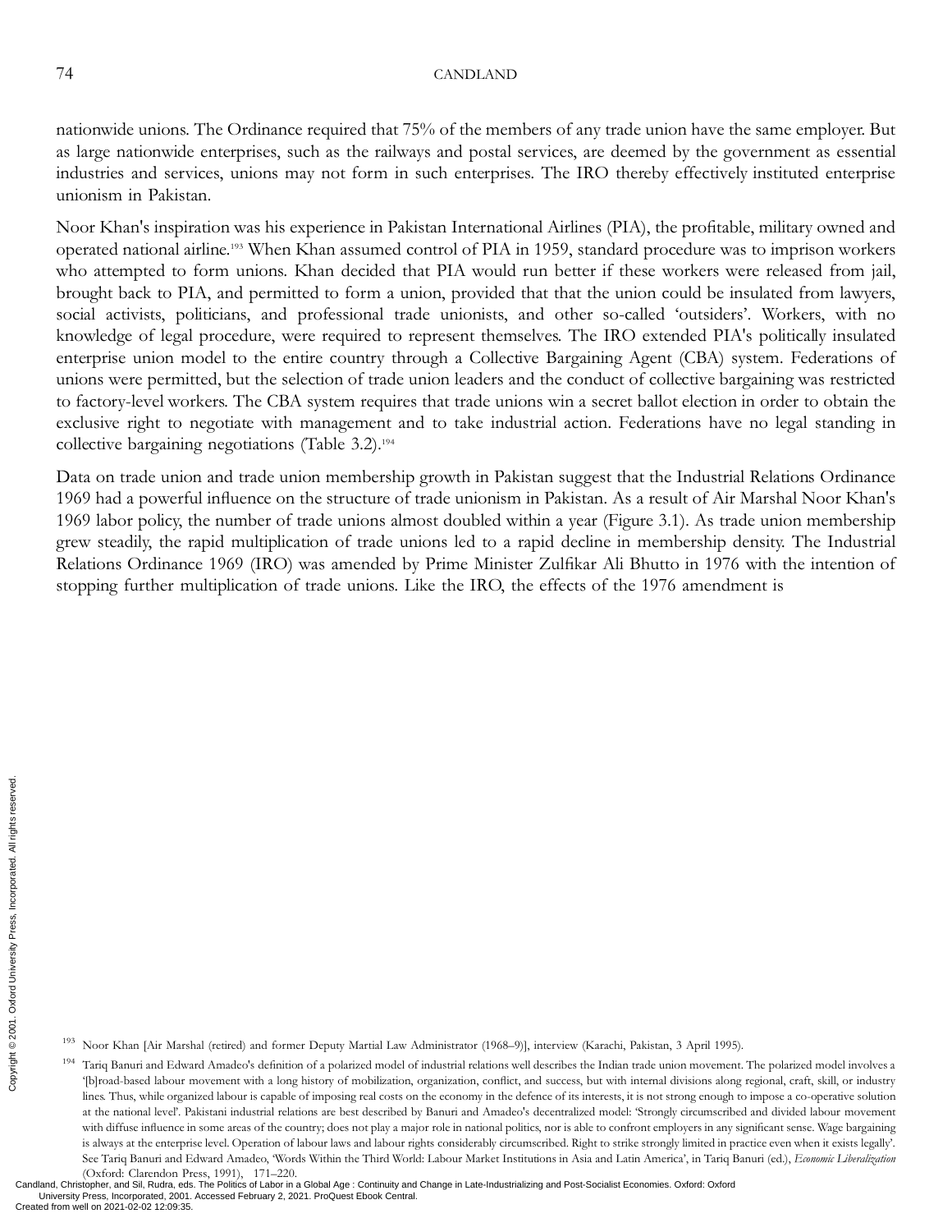nationwide unions. The Ordinance required that 75% of the members of any trade union have the same employer. But as large nationwide enterprises, such as the railways and postal services, are deemed by the government as essential industries and services, unions may not form in such enterprises. The IRO thereby effectively instituted enterprise unionism in Pakistan.

Noor Khan's inspiration was his experience in Pakistan International Airlines (PIA), the profitable, military owned and operated national airline.[193] When Khan assumed control of PIA in 1959, standard procedure was to imprison workers who attempted to form unions. Khan decided that PIA would run better if these workers were released from jail, brought back to PIA, and permitted to form a union, provided that that the union could be insulated from lawyers, social activists, politicians, and professional trade unionists, and other so-called 'outsiders'. Workers, with no knowledge of legal procedure, were required to represent themselves. The IRO extended PIA's politically insulated enterprise union model to the entire country through a Collective Bargaining Agent (CBA) system. Federations of unions were permitted, but the selection of trade union leaders and the conduct of collective bargaining was restricted to factory-level workers. The CBA system requires that trade unions win a secret ballot election in order to obtain the exclusive right to negotiate with management and to take industrial action. Federations have no legal standing in collective bargaining negotiations (Table 3.2).[194]

Data on trade union and trade union membership growth in Pakistan suggest that the Industrial Relations Ordinance 1969 had a powerful influence on the structure of trade unionism in Pakistan. As a result of Air Marshal Noor Khan's 1969 labor policy, the number of trade unions almost doubled within a year (Figure 3.1). As trade union membership grew steadily, the rapid multiplication of trade unions led to a rapid decline in membership density. The Industrial Relations Ordinance 1969 (IRO) was amended by Prime Minister Zulfikar Ali Bhutto in 1976 with the intention of stopping further multiplication of trade unions. Like the IRO, the effects of the 1976 amendment is

---

[193] Noor Khan [Air Marshal (retired) and former Deputy Martial Law Administrator (1968–9)], interview (Karachi, Pakistan, 3 April 1995).

[194] Tariq Banuri and Edward Amadeo's definition of a polarized model of industrial relations well describes the Indian trade union movement. The polarized model involves a '[b]road-based labour movement with a long history of mobilization, organization, conflict, and success, but with internal divisions along regional, craft, skill, or industry lines. Thus, while organized labour is capable of imposing real costs on the economy in the defence of its interests, it is not strong enough to impose a co-operative solution at the national level'. Pakistani industrial relations are best described by Banuri and Amadeo's decentralized model: 'Strongly circumscribed and divided labour movement with diffuse influence in some areas of the country; does not play a major role in national politics, nor is able to confront employers in any significant sense. Wage bargaining is always at the enterprise level. Operation of labour laws and labour rights considerably circumscribed. Right to strike strongly limited in practice even when it exists legally'. See Tariq Banuri and Edward Amadeo, 'Words Within the Third World: Labour Market Institutions in Asia and Latin America', in Tariq Banuri (ed.), *Economic Liberalization* (Oxford: Clarendon Press, 1991), 171–220.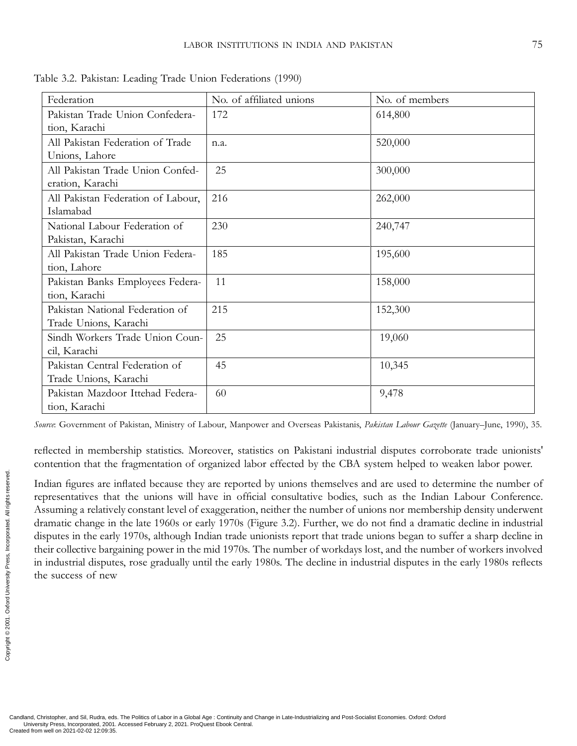Table 3.2. Pakistan: Leading Trade Union Federations (1990)

| Federation | No. of affiliated unions | No. of members |
|---|---|---|
| Pakistan Trade Union Confederation, Karachi | 172 | 614,800 |
| All Pakistan Federation of Trade Unions, Lahore | n.a. | 520,000 |
| All Pakistan Trade Union Confederation, Karachi | 25 | 300,000 |
| All Pakistan Federation of Labour, Islamabad | 216 | 262,000 |
| National Labour Federation of Pakistan, Karachi | 230 | 240,747 |
| All Pakistan Trade Union Federation, Lahore | 185 | 195,600 |
| Pakistan Banks Employees Federation, Karachi | 11 | 158,000 |
| Pakistan National Federation of Trade Unions, Karachi | 215 | 152,300 |
| Sindh Workers Trade Union Council, Karachi | 25 | 19,060 |
| Pakistan Central Federation of Trade Unions, Karachi | 45 | 10,345 |
| Pakistan Mazdoor Ittehad Federation, Karachi | 60 | 9,478 |

*Source*: Government of Pakistan, Ministry of Labour, Manpower and Overseas Pakistanis, *Pakistan Labour Gazette* (January–June, 1990), 35.

reflected in membership statistics. Moreover, statistics on Pakistani industrial disputes corroborate trade unionists' contention that the fragmentation of organized labor effected by the CBA system helped to weaken labor power.

Indian figures are inflated because they are reported by unions themselves and are used to determine the number of representatives that the unions will have in official consultative bodies, such as the Indian Labour Conference. Assuming a relatively constant level of exaggeration, neither the number of unions nor membership density underwent dramatic change in the late 1960s or early 1970s (Figure 3.2). Further, we do not find a dramatic decline in industrial disputes in the early 1970s, although Indian trade unionists report that trade unions began to suffer a sharp decline in their collective bargaining power in the mid 1970s. The number of workdays lost, and the number of workers involved in industrial disputes, rose gradually until the early 1980s. The decline in industrial disputes in the early 1980s reflects the success of new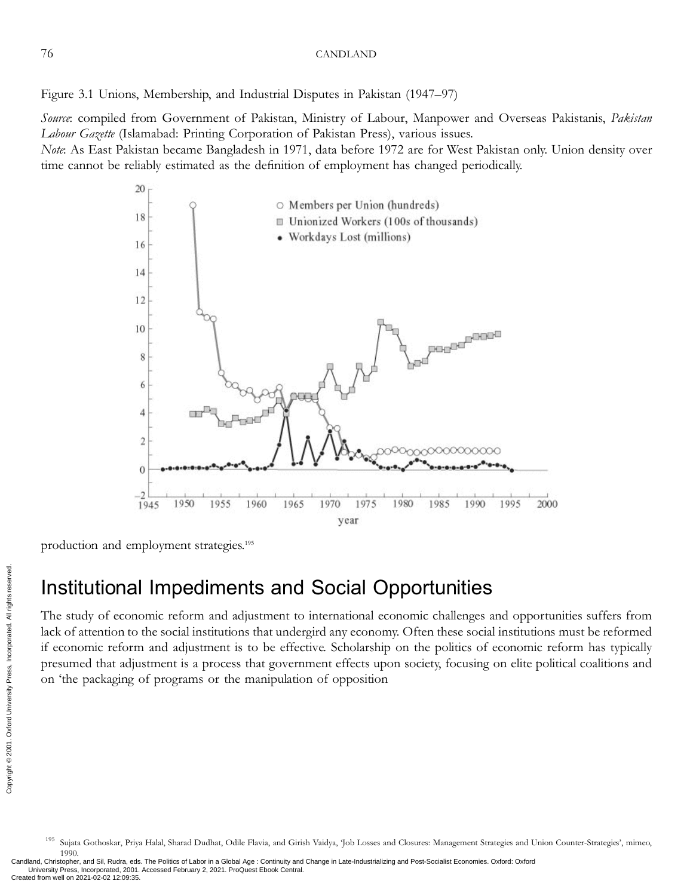Figure 3.1 Unions, Membership, and Industrial Disputes in Pakistan (1947–97)

*Source*: compiled from Government of Pakistan, Ministry of Labour, Manpower and Overseas Pakistanis, *Pakistan Labour Gazette* (Islamabad: Printing Corporation of Pakistan Press), various issues.

*Note*: As East Pakistan became Bangladesh in 1971, data before 1972 are for West Pakistan only. Union density over time cannot be reliably estimated as the definition of employment has changed periodically.

production and employment strategies.[195]

## Institutional Impediments and Social Opportunities

The study of economic reform and adjustment to international economic challenges and opportunities suffers from lack of attention to the social institutions that undergird any economy. Often these social institutions must be reformed if economic reform and adjustment is to be effective. Scholarship on the politics of economic reform has typically presumed that adjustment is a process that government effects upon society, focusing on elite political coalitions and on 'the packaging of programs or the manipulation of opposition

[195] Sujata Gothoskar, Priya Halal, Sharad Dudhat, Odile Flavia, and Girish Vaidya, 'Job Losses and Closures: Management Strategies and Union Counter-Strategies', mimeo, 1990.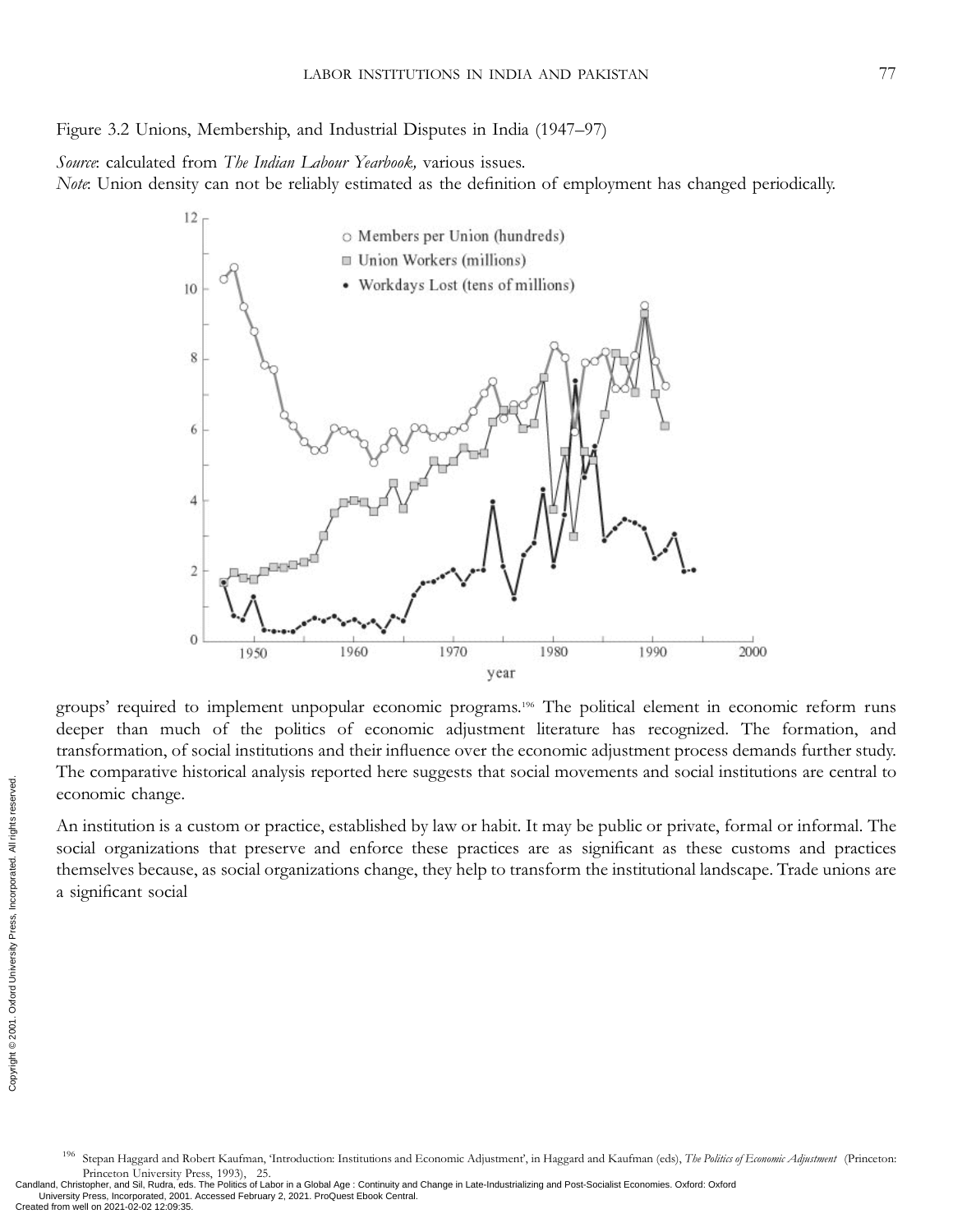Figure 3.2 Unions, Membership, and Industrial Disputes in India (1947–97)

*Source*: calculated from *The Indian Labour Yearbook*, various issues.
*Note*: Union density can not be reliably estimated as the definition of employment has changed periodically.

groups' required to implement unpopular economic programs.[196] The political element in economic reform runs deeper than much of the politics of economic adjustment literature has recognized. The formation, and transformation, of social institutions and their influence over the economic adjustment process demands further study. The comparative historical analysis reported here suggests that social movements and social institutions are central to economic change.

An institution is a custom or practice, established by law or habit. It may be public or private, formal or informal. The social organizations that preserve and enforce these practices are as significant as these customs and practices themselves because, as social organizations change, they help to transform the institutional landscape. Trade unions are a significant social

[196] Stepan Haggard and Robert Kaufman, 'Introduction: Institutions and Economic Adjustment', in Haggard and Kaufman (eds), *The Politics of Economic Adjustment* (Princeton: Princeton University Press, 1993), 25.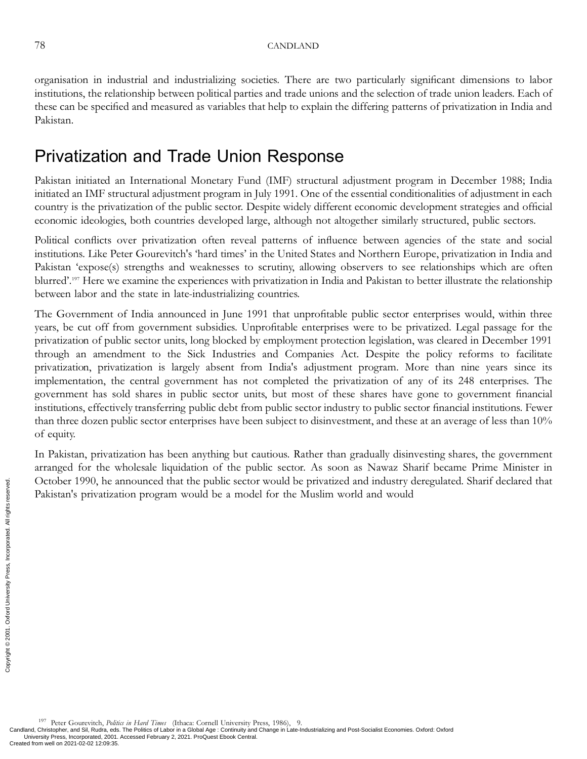organisation in industrial and industrializing societies. There are two particularly significant dimensions to labor institutions, the relationship between political parties and trade unions and the selection of trade union leaders. Each of these can be specified and measured as variables that help to explain the differing patterns of privatization in India and Pakistan.

## Privatization and Trade Union Response

Pakistan initiated an International Monetary Fund (IMF) structural adjustment program in December 1988; India initiated an IMF structural adjustment program in July 1991. One of the essential conditionalities of adjustment in each country is the privatization of the public sector. Despite widely different economic development strategies and official economic ideologies, both countries developed large, although not altogether similarly structured, public sectors.

Political conflicts over privatization often reveal patterns of influence between agencies of the state and social institutions. Like Peter Gourevitch's 'hard times' in the United States and Northern Europe, privatization in India and Pakistan 'expose(s) strengths and weaknesses to scrutiny, allowing observers to see relationships which are often blurred'.[197] Here we examine the experiences with privatization in India and Pakistan to better illustrate the relationship between labor and the state in late-industrializing countries.

The Government of India announced in June 1991 that unprofitable public sector enterprises would, within three years, be cut off from government subsidies. Unprofitable enterprises were to be privatized. Legal passage for the privatization of public sector units, long blocked by employment protection legislation, was cleared in December 1991 through an amendment to the Sick Industries and Companies Act. Despite the policy reforms to facilitate privatization, privatization is largely absent from India's adjustment program. More than nine years since its implementation, the central government has not completed the privatization of any of its 248 enterprises. The government has sold shares in public sector units, but most of these shares have gone to government financial institutions, effectively transferring public debt from public sector industry to public sector financial institutions. Fewer than three dozen public sector enterprises have been subject to disinvestment, and these at an average of less than 10% of equity.

In Pakistan, privatization has been anything but cautious. Rather than gradually disinvesting shares, the government arranged for the wholesale liquidation of the public sector. As soon as Nawaz Sharif became Prime Minister in October 1990, he announced that the public sector would be privatized and industry deregulated. Sharif declared that Pakistan's privatization program would be a model for the Muslim world and would

[197] Peter Gourevitch, *Politics in Hard Times* (Ithaca: Cornell University Press, 1986), 9.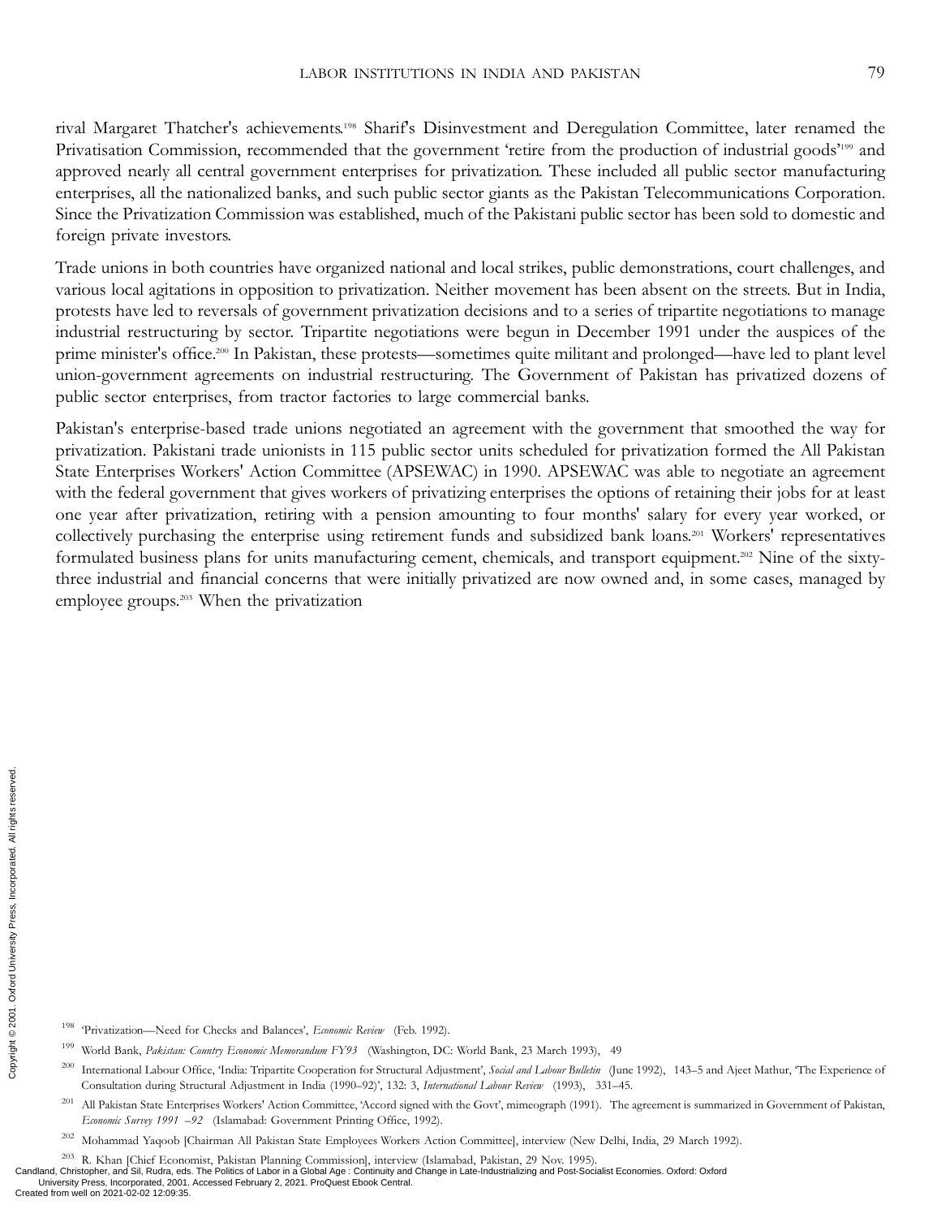rival Margaret Thatcher's achievements.[198] Sharif's Disinvestment and Deregulation Committee, later renamed the Privatisation Commission, recommended that the government 'retire from the production of industrial goods'[199] and approved nearly all central government enterprises for privatization. These included all public sector manufacturing enterprises, all the nationalized banks, and such public sector giants as the Pakistan Telecommunications Corporation. Since the Privatization Commission was established, much of the Pakistani public sector has been sold to domestic and foreign private investors.

Trade unions in both countries have organized national and local strikes, public demonstrations, court challenges, and various local agitations in opposition to privatization. Neither movement has been absent on the streets. But in India, protests have led to reversals of government privatization decisions and to a series of tripartite negotiations to manage industrial restructuring by sector. Tripartite negotiations were begun in December 1991 under the auspices of the prime minister's office.[200] In Pakistan, these protests—sometimes quite militant and prolonged—have led to plant level union-government agreements on industrial restructuring. The Government of Pakistan has privatized dozens of public sector enterprises, from tractor factories to large commercial banks.

Pakistan's enterprise-based trade unions negotiated an agreement with the government that smoothed the way for privatization. Pakistani trade unionists in 115 public sector units scheduled for privatization formed the All Pakistan State Enterprises Workers' Action Committee (APSEWAC) in 1990. APSEWAC was able to negotiate an agreement with the federal government that gives workers of privatizing enterprises the options of retaining their jobs for at least one year after privatization, retiring with a pension amounting to four months' salary for every year worked, or collectively purchasing the enterprise using retirement funds and subsidized bank loans.[201] Workers' representatives formulated business plans for units manufacturing cement, chemicals, and transport equipment.[202] Nine of the sixty-three industrial and financial concerns that were initially privatized are now owned and, in some cases, managed by employee groups.[203] When the privatization

[198] 'Privatization—Need for Checks and Balances', *Economic Review* (Feb. 1992).

[199] World Bank, *Pakistan: Country Economic Memorandum FY93* (Washington, DC: World Bank, 23 March 1993), 49

[200] International Labour Office, 'India: Tripartite Cooperation for Structural Adjustment', *Social and Labour Bulletin* (June 1992), 143–5 and Ajeet Mathur, 'The Experience of Consultation during Structural Adjustment in India (1990–92)', 132: 3, *International Labour Review* (1993), 331–45.

[201] All Pakistan State Enterprises Workers' Action Committee, 'Accord signed with the Govt', mimeograph (1991). The agreement is summarized in Government of Pakistan, *Economic Survey 1991 –92* (Islamabad: Government Printing Office, 1992).

[202] Mohammad Yaqoob [Chairman All Pakistan State Employees Workers Action Committee], interview (New Delhi, India, 29 March 1992).

[203] R. Khan [Chief Economist, Pakistan Planning Commission], interview (Islamabad, Pakistan, 29 Nov. 1995).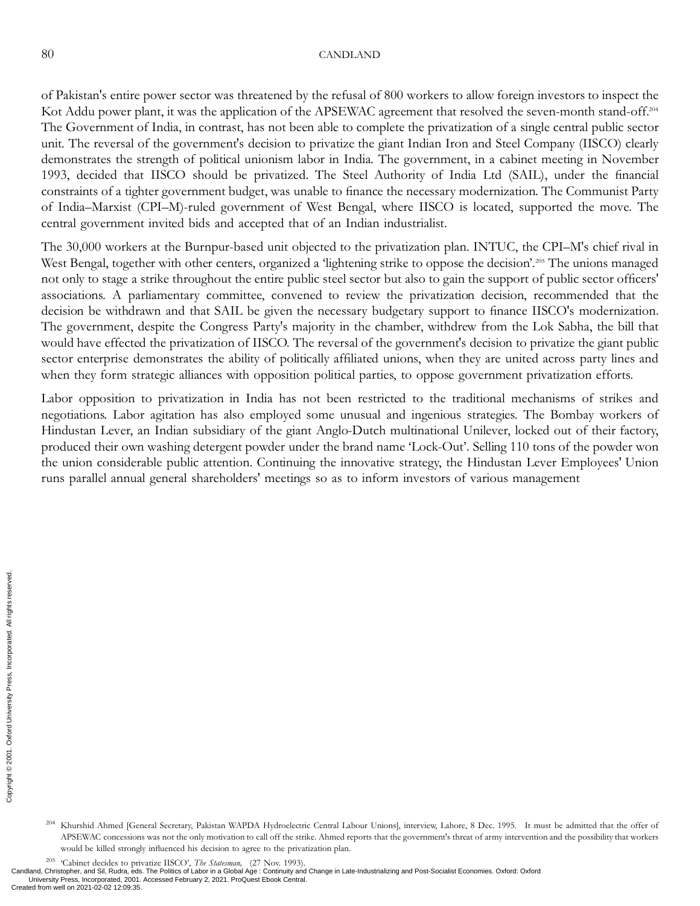of Pakistan's entire power sector was threatened by the refusal of 800 workers to allow foreign investors to inspect the Kot Addu power plant, it was the application of the APSEWAC agreement that resolved the seven-month stand-off.[204] The Government of India, in contrast, has not been able to complete the privatization of a single central public sector unit. The reversal of the government's decision to privatize the giant Indian Iron and Steel Company (IISCO) clearly demonstrates the strength of political unionism labor in India. The government, in a cabinet meeting in November 1993, decided that IISCO should be privatized. The Steel Authority of India Ltd (SAIL), under the financial constraints of a tighter government budget, was unable to finance the necessary modernization. The Communist Party of India–Marxist (CPI–M)-ruled government of West Bengal, where IISCO is located, supported the move. The central government invited bids and accepted that of an Indian industrialist.

The 30,000 workers at the Burnpur-based unit objected to the privatization plan. INTUC, the CPI–M's chief rival in West Bengal, together with other centers, organized a 'lightening strike to oppose the decision'.[205] The unions managed not only to stage a strike throughout the entire public steel sector but also to gain the support of public sector officers' associations. A parliamentary committee, convened to review the privatization decision, recommended that the decision be withdrawn and that SAIL be given the necessary budgetary support to finance IISCO's modernization. The government, despite the Congress Party's majority in the chamber, withdrew from the Lok Sabha, the bill that would have effected the privatization of IISCO. The reversal of the government's decision to privatize the giant public sector enterprise demonstrates the ability of politically affiliated unions, when they are united across party lines and when they form strategic alliances with opposition political parties, to oppose government privatization efforts.

Labor opposition to privatization in India has not been restricted to the traditional mechanisms of strikes and negotiations. Labor agitation has also employed some unusual and ingenious strategies. The Bombay workers of Hindustan Lever, an Indian subsidiary of the giant Anglo-Dutch multinational Unilever, locked out of their factory, produced their own washing detergent powder under the brand name 'Lock-Out'. Selling 110 tons of the powder won the union considerable public attention. Continuing the innovative strategy, the Hindustan Lever Employees' Union runs parallel annual general shareholders' meetings so as to inform investors of various management

[204] Khurshid Ahmed [General Secretary, Pakistan WAPDA Hydroelectric Central Labour Unions], interview, Lahore, 8 Dec. 1995. It must be admitted that the offer of APSEWAC concessions was not the only motivation to call off the strike. Ahmed reports that the government's threat of army intervention and the possibility that workers would be killed strongly influenced his decision to agree to the privatization plan.

[205] 'Cabinet decides to privatize IISCO', *The Statesman,* (27 Nov. 1993).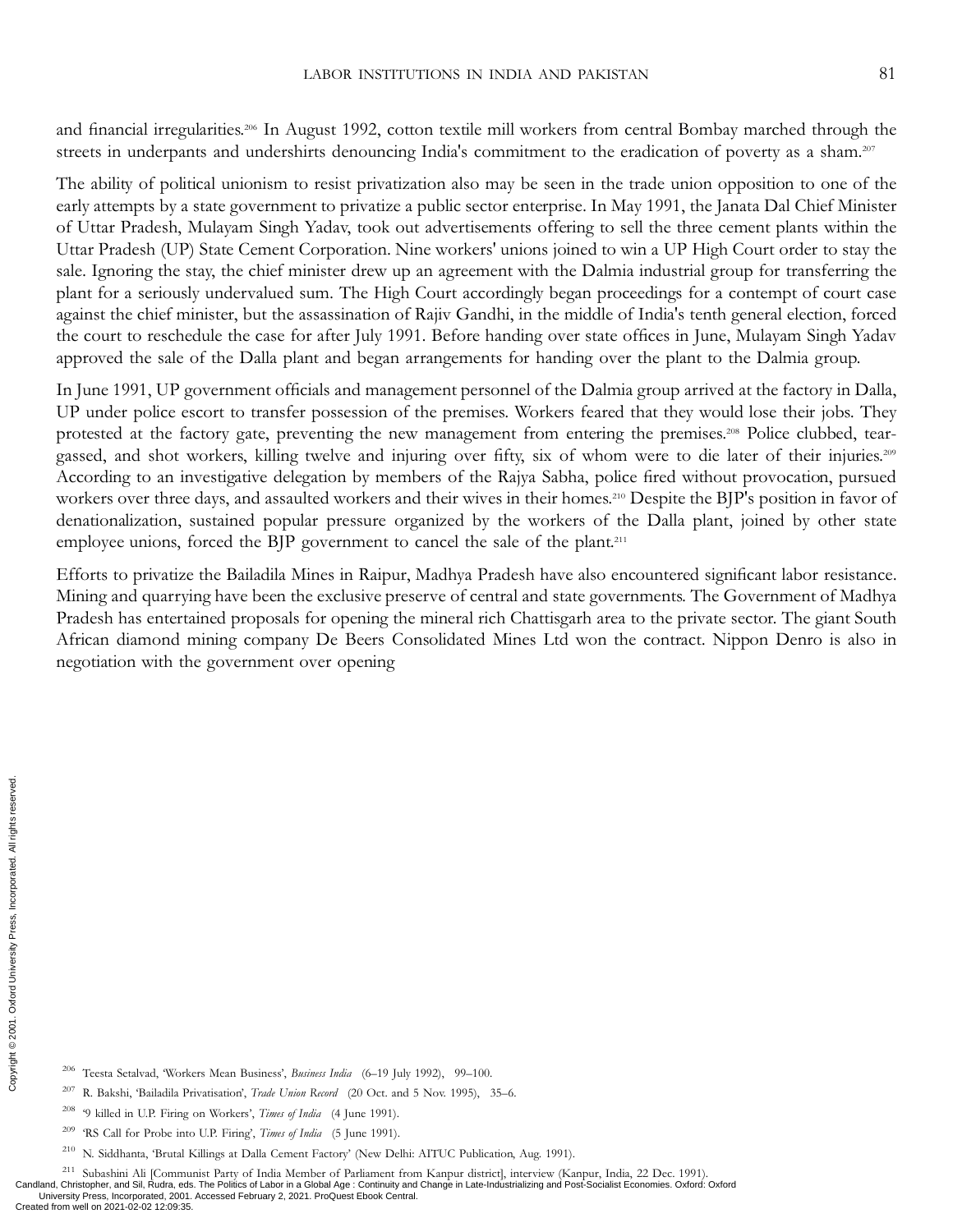and financial irregularities.[206] In August 1992, cotton textile mill workers from central Bombay marched through the streets in underpants and undershirts denouncing India's commitment to the eradication of poverty as a sham.[207]

The ability of political unionism to resist privatization also may be seen in the trade union opposition to one of the early attempts by a state government to privatize a public sector enterprise. In May 1991, the Janata Dal Chief Minister of Uttar Pradesh, Mulayam Singh Yadav, took out advertisements offering to sell the three cement plants within the Uttar Pradesh (UP) State Cement Corporation. Nine workers' unions joined to win a UP High Court order to stay the sale. Ignoring the stay, the chief minister drew up an agreement with the Dalmia industrial group for transferring the plant for a seriously undervalued sum. The High Court accordingly began proceedings for a contempt of court case against the chief minister, but the assassination of Rajiv Gandhi, in the middle of India's tenth general election, forced the court to reschedule the case for after July 1991. Before handing over state offices in June, Mulayam Singh Yadav approved the sale of the Dalla plant and began arrangements for handing over the plant to the Dalmia group.

In June 1991, UP government officials and management personnel of the Dalmia group arrived at the factory in Dalla, UP under police escort to transfer possession of the premises. Workers feared that they would lose their jobs. They protested at the factory gate, preventing the new management from entering the premises.[208] Police clubbed, tear-gassed, and shot workers, killing twelve and injuring over fifty, six of whom were to die later of their injuries.[209] According to an investigative delegation by members of the Rajya Sabha, police fired without provocation, pursued workers over three days, and assaulted workers and their wives in their homes.[210] Despite the BJP's position in favor of denationalization, sustained popular pressure organized by the workers of the Dalla plant, joined by other state employee unions, forced the BJP government to cancel the sale of the plant.[211]

Efforts to privatize the Bailadila Mines in Raipur, Madhya Pradesh have also encountered significant labor resistance. Mining and quarrying have been the exclusive preserve of central and state governments. The Government of Madhya Pradesh has entertained proposals for opening the mineral rich Chattisgarh area to the private sector. The giant South African diamond mining company De Beers Consolidated Mines Ltd won the contract. Nippon Denro is also in negotiation with the government over opening

[206] Teesta Setalvad, 'Workers Mean Business', *Business India* (6–19 July 1992), 99–100.

[207] R. Bakshi, 'Bailadila Privatisation', *Trade Union Record* (20 Oct. and 5 Nov. 1995), 35–6.

[208] '9 killed in U.P. Firing on Workers', *Times of India* (4 June 1991).

[209] 'RS Call for Probe into U.P. Firing', *Times of India* (5 June 1991).

[210] N. Siddhanta, 'Brutal Killings at Dalla Cement Factory' (New Delhi: AITUC Publication, Aug. 1991).

[211] Subashini Ali [Communist Party of India Member of Parliament from Kanpur district], interview (Kanpur, India, 22 Dec. 1991).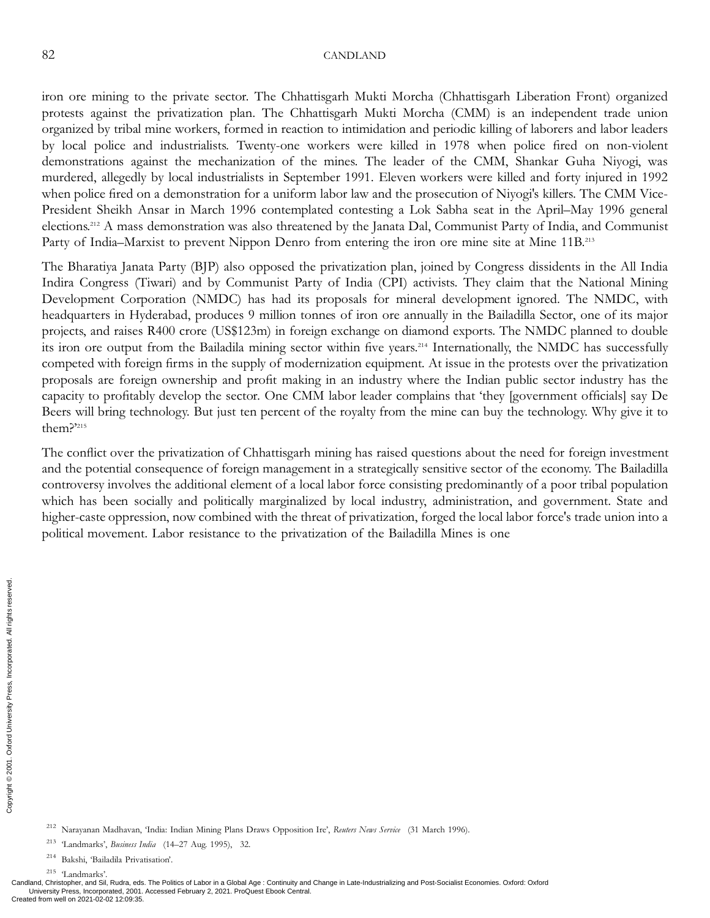iron ore mining to the private sector. The Chhattisgarh Mukti Morcha (Chhattisgarh Liberation Front) organized protests against the privatization plan. The Chhattisgarh Mukti Morcha (CMM) is an independent trade union organized by tribal mine workers, formed in reaction to intimidation and periodic killing of laborers and labor leaders by local police and industrialists. Twenty-one workers were killed in 1978 when police fired on non-violent demonstrations against the mechanization of the mines. The leader of the CMM, Shankar Guha Niyogi, was murdered, allegedly by local industrialists in September 1991. Eleven workers were killed and forty injured in 1992 when police fired on a demonstration for a uniform labor law and the prosecution of Niyogi's killers. The CMM Vice-President Sheikh Ansar in March 1996 contemplated contesting a Lok Sabha seat in the April–May 1996 general elections.[212] A mass demonstration was also threatened by the Janata Dal, Communist Party of India, and Communist Party of India–Marxist to prevent Nippon Denro from entering the iron ore mine site at Mine 11B.[213]

The Bharatiya Janata Party (BJP) also opposed the privatization plan, joined by Congress dissidents in the All India Indira Congress (Tiwari) and by Communist Party of India (CPI) activists. They claim that the National Mining Development Corporation (NMDC) has had its proposals for mineral development ignored. The NMDC, with headquarters in Hyderabad, produces 9 million tonnes of iron ore annually in the Bailadilla Sector, one of its major projects, and raises R400 crore (US$123m) in foreign exchange on diamond exports. The NMDC planned to double its iron ore output from the Bailadila mining sector within five years.[214] Internationally, the NMDC has successfully competed with foreign firms in the supply of modernization equipment. At issue in the protests over the privatization proposals are foreign ownership and profit making in an industry where the Indian public sector industry has the capacity to profitably develop the sector. One CMM labor leader complains that 'they [government officials] say De Beers will bring technology. But just ten percent of the royalty from the mine can buy the technology. Why give it to them?'[215]

The conflict over the privatization of Chhattisgarh mining has raised questions about the need for foreign investment and the potential consequence of foreign management in a strategically sensitive sector of the economy. The Bailadilla controversy involves the additional element of a local labor force consisting predominantly of a poor tribal population which has been socially and politically marginalized by local industry, administration, and government. State and higher-caste oppression, now combined with the threat of privatization, forged the local labor force's trade union into a political movement. Labor resistance to the privatization of the Bailadilla Mines is one

[212] Narayanan Madhavan, 'India: Indian Mining Plans Draws Opposition Ire', *Reuters News Service* (31 March 1996).

[213] 'Landmarks', *Business India* (14–27 Aug. 1995), 32.

[214] Bakshi, 'Bailadila Privatisation'.

[215] 'Landmarks'.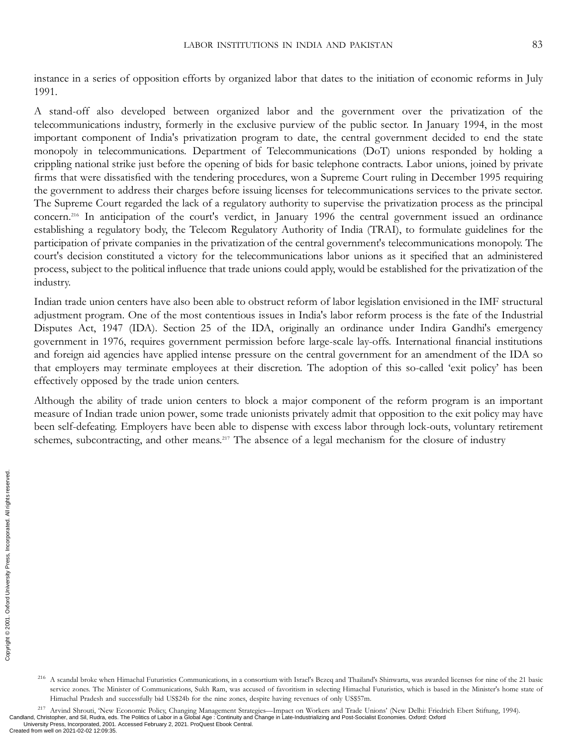instance in a series of opposition efforts by organized labor that dates to the initiation of economic reforms in July 1991.

A stand-off also developed between organized labor and the government over the privatization of the telecommunications industry, formerly in the exclusive purview of the public sector. In January 1994, in the most important component of India's privatization program to date, the central government decided to end the state monopoly in telecommunications. Department of Telecommunications (DoT) unions responded by holding a crippling national strike just before the opening of bids for basic telephone contracts. Labor unions, joined by private firms that were dissatisfied with the tendering procedures, won a Supreme Court ruling in December 1995 requiring the government to address their charges before issuing licenses for telecommunications services to the private sector. The Supreme Court regarded the lack of a regulatory authority to supervise the privatization process as the principal concern.[216] In anticipation of the court's verdict, in January 1996 the central government issued an ordinance establishing a regulatory body, the Telecom Regulatory Authority of India (TRAI), to formulate guidelines for the participation of private companies in the privatization of the central government's telecommunications monopoly. The court's decision constituted a victory for the telecommunications labor unions as it specified that an administered process, subject to the political influence that trade unions could apply, would be established for the privatization of the industry.

Indian trade union centers have also been able to obstruct reform of labor legislation envisioned in the IMF structural adjustment program. One of the most contentious issues in India's labor reform process is the fate of the Industrial Disputes Act, 1947 (IDA). Section 25 of the IDA, originally an ordinance under Indira Gandhi's emergency government in 1976, requires government permission before large-scale lay-offs. International financial institutions and foreign aid agencies have applied intense pressure on the central government for an amendment of the IDA so that employers may terminate employees at their discretion. The adoption of this so-called 'exit policy' has been effectively opposed by the trade union centers.

Although the ability of trade union centers to block a major component of the reform program is an important measure of Indian trade union power, some trade unionists privately admit that opposition to the exit policy may have been self-defeating. Employers have been able to dispense with excess labor through lock-outs, voluntary retirement schemes, subcontracting, and other means.[217] The absence of a legal mechanism for the closure of industry

---

[216] A scandal broke when Himachal Futuristics Communications, in a consortium with Israel's Bezeq and Thailand's Shinwarta, was awarded licenses for nine of the 21 basic service zones. The Minister of Communications, Sukh Ram, was accused of favoritism in selecting Himachal Futuristics, which is based in the Minister's home state of Himachal Pradesh and successfully bid US$24b for the nine zones, despite having revenues of only US$57m.

[217] Arvind Shrouti, 'New Economic Policy, Changing Management Strategies—Impact on Workers and Trade Unions' (New Delhi: Friedrich Ebert Stiftung, 1994).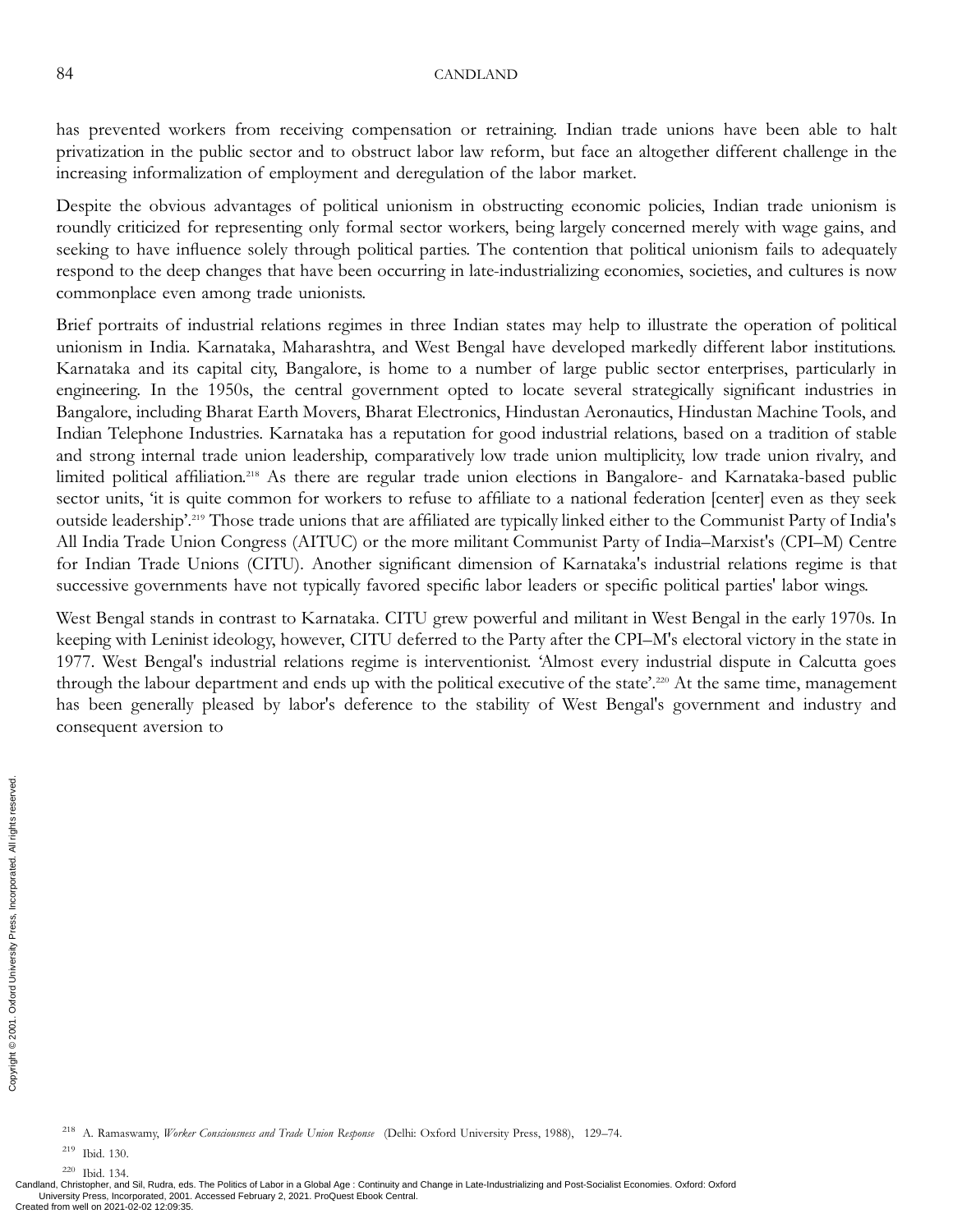has prevented workers from receiving compensation or retraining. Indian trade unions have been able to halt privatization in the public sector and to obstruct labor law reform, but face an altogether different challenge in the increasing informalization of employment and deregulation of the labor market.

Despite the obvious advantages of political unionism in obstructing economic policies, Indian trade unionism is roundly criticized for representing only formal sector workers, being largely concerned merely with wage gains, and seeking to have influence solely through political parties. The contention that political unionism fails to adequately respond to the deep changes that have been occurring in late-industrializing economies, societies, and cultures is now commonplace even among trade unionists.

Brief portraits of industrial relations regimes in three Indian states may help to illustrate the operation of political unionism in India. Karnataka, Maharashtra, and West Bengal have developed markedly different labor institutions. Karnataka and its capital city, Bangalore, is home to a number of large public sector enterprises, particularly in engineering. In the 1950s, the central government opted to locate several strategically significant industries in Bangalore, including Bharat Earth Movers, Bharat Electronics, Hindustan Aeronautics, Hindustan Machine Tools, and Indian Telephone Industries. Karnataka has a reputation for good industrial relations, based on a tradition of stable and strong internal trade union leadership, comparatively low trade union multiplicity, low trade union rivalry, and limited political affiliation.[218] As there are regular trade union elections in Bangalore- and Karnataka-based public sector units, 'it is quite common for workers to refuse to affiliate to a national federation [center] even as they seek outside leadership'.[219] Those trade unions that are affiliated are typically linked either to the Communist Party of India's All India Trade Union Congress (AITUC) or the more militant Communist Party of India–Marxist's (CPI–M) Centre for Indian Trade Unions (CITU). Another significant dimension of Karnataka's industrial relations regime is that successive governments have not typically favored specific labor leaders or specific political parties' labor wings.

West Bengal stands in contrast to Karnataka. CITU grew powerful and militant in West Bengal in the early 1970s. In keeping with Leninist ideology, however, CITU deferred to the Party after the CPI–M's electoral victory in the state in 1977. West Bengal's industrial relations regime is interventionist. 'Almost every industrial dispute in Calcutta goes through the labour department and ends up with the political executive of the state'.[220] At the same time, management has been generally pleased by labor's deference to the stability of West Bengal's government and industry and consequent aversion to

[218] A. Ramaswamy, *Worker Consciousness and Trade Union Response* (Delhi: Oxford University Press, 1988), 129–74.

[219] Ibid. 130.

[220] Ibid. 134.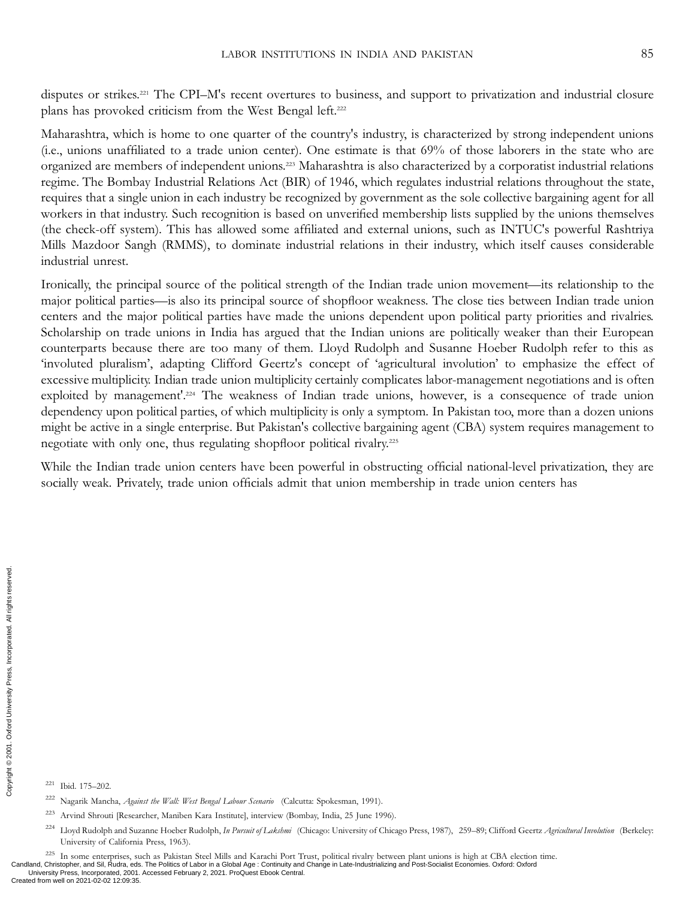disputes or strikes.[221] The CPI–M's recent overtures to business, and support to privatization and industrial closure plans has provoked criticism from the West Bengal left.[222]

Maharashtra, which is home to one quarter of the country's industry, is characterized by strong independent unions (i.e., unions unaffiliated to a trade union center). One estimate is that 69% of those laborers in the state who are organized are members of independent unions.[223] Maharashtra is also characterized by a corporatist industrial relations regime. The Bombay Industrial Relations Act (BIR) of 1946, which regulates industrial relations throughout the state, requires that a single union in each industry be recognized by government as the sole collective bargaining agent for all workers in that industry. Such recognition is based on unverified membership lists supplied by the unions themselves (the check-off system). This has allowed some affiliated and external unions, such as INTUC's powerful Rashtriya Mills Mazdoor Sangh (RMMS), to dominate industrial relations in their industry, which itself causes considerable industrial unrest.

Ironically, the principal source of the political strength of the Indian trade union movement—its relationship to the major political parties—is also its principal source of shopfloor weakness. The close ties between Indian trade union centers and the major political parties have made the unions dependent upon political party priorities and rivalries. Scholarship on trade unions in India has argued that the Indian unions are politically weaker than their European counterparts because there are too many of them. Lloyd Rudolph and Susanne Hoeber Rudolph refer to this as 'involuted pluralism', adapting Clifford Geertz's concept of 'agricultural involution' to emphasize the effect of excessive multiplicity. Indian trade union multiplicity certainly complicates labor-management negotiations and is often exploited by management'.[224] The weakness of Indian trade unions, however, is a consequence of trade union dependency upon political parties, of which multiplicity is only a symptom. In Pakistan too, more than a dozen unions might be active in a single enterprise. But Pakistan's collective bargaining agent (CBA) system requires management to negotiate with only one, thus regulating shopfloor political rivalry.[225]

While the Indian trade union centers have been powerful in obstructing official national-level privatization, they are socially weak. Privately, trade union officials admit that union membership in trade union centers has

---

[221] Ibid. 175–202.

[222] Nagarik Mancha, *Against the Wall: West Bengal Labour Scenario* (Calcutta: Spokesman, 1991).

[223] Arvind Shrouti [Researcher, Maniben Kara Institute], interview (Bombay, India, 25 June 1996).

[224] Lloyd Rudolph and Suzanne Hoeber Rudolph, *In Pursuit of Lakshmi* (Chicago: University of Chicago Press, 1987), 259–89; Clifford Geertz *Agricultural Involution* (Berkeley: University of California Press, 1963).

[225] In some enterprises, such as Pakistan Steel Mills and Karachi Port Trust, political rivalry between plant unions is high at CBA election time.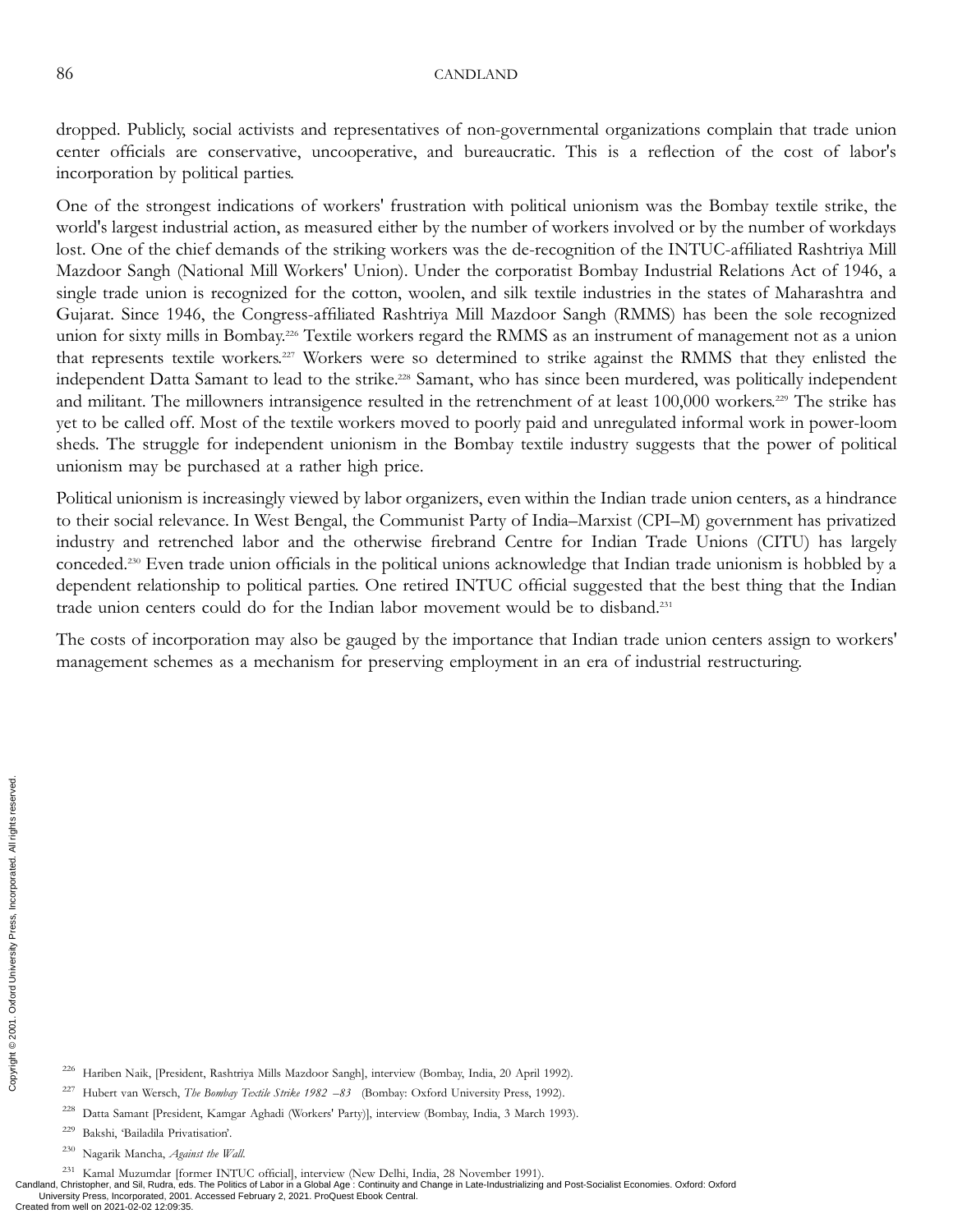dropped. Publicly, social activists and representatives of non-governmental organizations complain that trade union center officials are conservative, uncooperative, and bureaucratic. This is a reflection of the cost of labor's incorporation by political parties.

One of the strongest indications of workers' frustration with political unionism was the Bombay textile strike, the world's largest industrial action, as measured either by the number of workers involved or by the number of workdays lost. One of the chief demands of the striking workers was the de-recognition of the INTUC-affiliated Rashtriya Mill Mazdoor Sangh (National Mill Workers' Union). Under the corporatist Bombay Industrial Relations Act of 1946, a single trade union is recognized for the cotton, woolen, and silk textile industries in the states of Maharashtra and Gujarat. Since 1946, the Congress-affiliated Rashtriya Mill Mazdoor Sangh (RMMS) has been the sole recognized union for sixty mills in Bombay.[226] Textile workers regard the RMMS as an instrument of management not as a union that represents textile workers.[227] Workers were so determined to strike against the RMMS that they enlisted the independent Datta Samant to lead to the strike.[228] Samant, who has since been murdered, was politically independent and militant. The millowners intransigence resulted in the retrenchment of at least 100,000 workers.[229] The strike has yet to be called off. Most of the textile workers moved to poorly paid and unregulated informal work in power-loom sheds. The struggle for independent unionism in the Bombay textile industry suggests that the power of political unionism may be purchased at a rather high price.

Political unionism is increasingly viewed by labor organizers, even within the Indian trade union centers, as a hindrance to their social relevance. In West Bengal, the Communist Party of India–Marxist (CPI–M) government has privatized industry and retrenched labor and the otherwise firebrand Centre for Indian Trade Unions (CITU) has largely conceded.[230] Even trade union officials in the political unions acknowledge that Indian trade unionism is hobbled by a dependent relationship to political parties. One retired INTUC official suggested that the best thing that the Indian trade union centers could do for the Indian labor movement would be to disband.[231]

The costs of incorporation may also be gauged by the importance that Indian trade union centers assign to workers' management schemes as a mechanism for preserving employment in an era of industrial restructuring.

[226] Hariben Naik, [President, Rashtriya Mills Mazdoor Sangh], interview (Bombay, India, 20 April 1992).

[227] Hubert van Wersch, *The Bombay Textile Strike 1982 –83* (Bombay: Oxford University Press, 1992).

[228] Datta Samant [President, Kamgar Aghadi (Workers' Party)], interview (Bombay, India, 3 March 1993).

[229] Bakshi, 'Bailadila Privatisation'.

[230] Nagarik Mancha, *Against the Wall*.

[231] Kamal Muzumdar [former INTUC official], interview (New Delhi, India, 28 November 1991).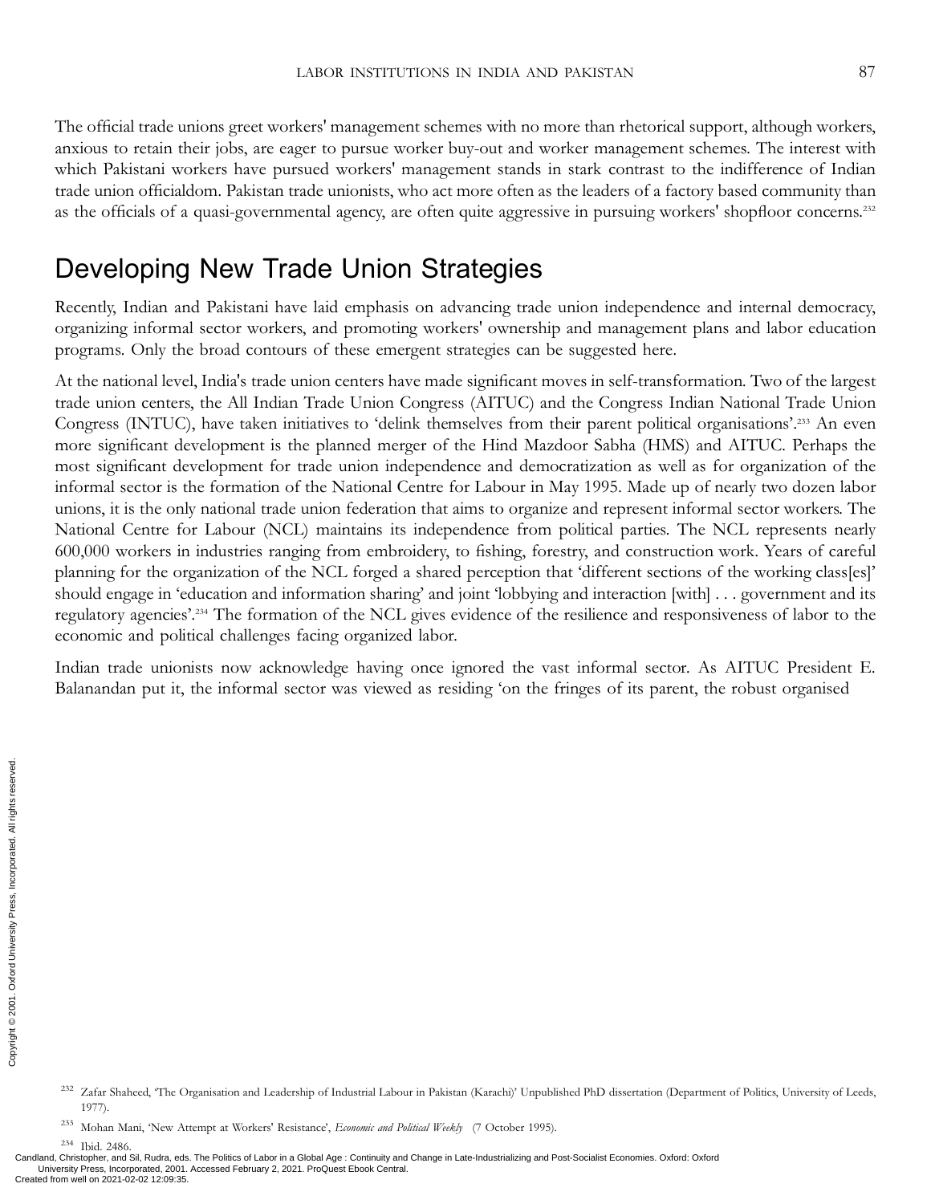The official trade unions greet workers' management schemes with no more than rhetorical support, although workers, anxious to retain their jobs, are eager to pursue worker buy-out and worker management schemes. The interest with which Pakistani workers have pursued workers' management stands in stark contrast to the indifference of Indian trade union officialdom. Pakistan trade unionists, who act more often as the leaders of a factory based community than as the officials of a quasi-governmental agency, are often quite aggressive in pursuing workers' shopfloor concerns.[232]

## Developing New Trade Union Strategies

Recently, Indian and Pakistani have laid emphasis on advancing trade union independence and internal democracy, organizing informal sector workers, and promoting workers' ownership and management plans and labor education programs. Only the broad contours of these emergent strategies can be suggested here.

At the national level, India's trade union centers have made significant moves in self-transformation. Two of the largest trade union centers, the All Indian Trade Union Congress (AITUC) and the Congress Indian National Trade Union Congress (INTUC), have taken initiatives to 'delink themselves from their parent political organisations'.[233] An even more significant development is the planned merger of the Hind Mazdoor Sabha (HMS) and AITUC. Perhaps the most significant development for trade union independence and democratization as well as for organization of the informal sector is the formation of the National Centre for Labour in May 1995. Made up of nearly two dozen labor unions, it is the only national trade union federation that aims to organize and represent informal sector workers. The National Centre for Labour (NCL) maintains its independence from political parties. The NCL represents nearly 600,000 workers in industries ranging from embroidery, to fishing, forestry, and construction work. Years of careful planning for the organization of the NCL forged a shared perception that 'different sections of the working class[es]' should engage in 'education and information sharing' and joint 'lobbying and interaction [with] . . . government and its regulatory agencies'.[234] The formation of the NCL gives evidence of the resilience and responsiveness of labor to the economic and political challenges facing organized labor.

Indian trade unionists now acknowledge having once ignored the vast informal sector. As AITUC President E. Balanandan put it, the informal sector was viewed as residing 'on the fringes of its parent, the robust organised

---

[232] Zafar Shaheed, 'The Organisation and Leadership of Industrial Labour in Pakistan (Karachi)' Unpublished PhD dissertation (Department of Politics, University of Leeds, 1977).

[233] Mohan Mani, 'New Attempt at Workers' Resistance', *Economic and Political Weekly* (7 October 1995).

[234] Ibid. 2486.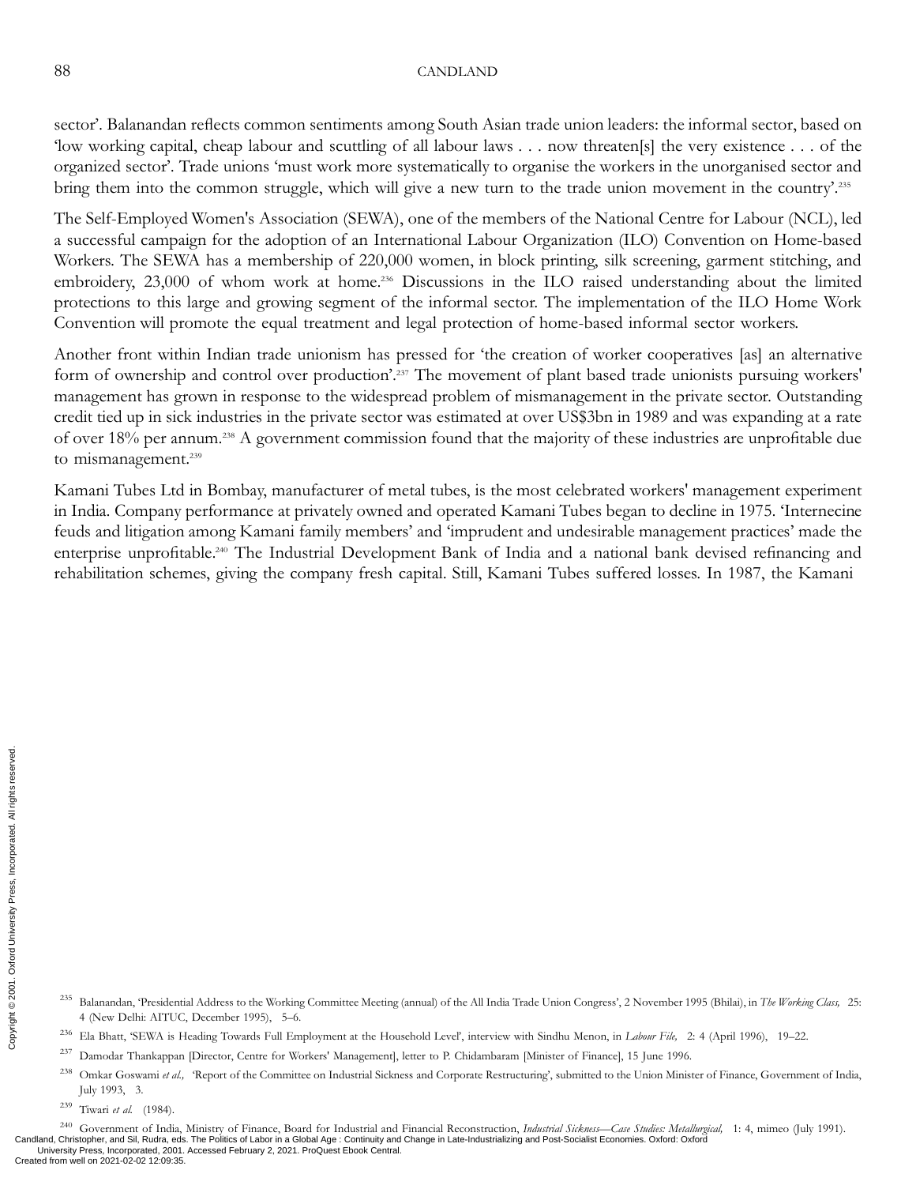sector'. Balanandan reflects common sentiments among South Asian trade union leaders: the informal sector, based on 'low working capital, cheap labour and scuttling of all labour laws . . . now threaten[s] the very existence . . . of the organized sector'. Trade unions 'must work more systematically to organise the workers in the unorganised sector and bring them into the common struggle, which will give a new turn to the trade union movement in the country'.[235]

The Self-Employed Women's Association (SEWA), one of the members of the National Centre for Labour (NCL), led a successful campaign for the adoption of an International Labour Organization (ILO) Convention on Home-based Workers. The SEWA has a membership of 220,000 women, in block printing, silk screening, garment stitching, and embroidery, 23,000 of whom work at home.[236] Discussions in the ILO raised understanding about the limited protections to this large and growing segment of the informal sector. The implementation of the ILO Home Work Convention will promote the equal treatment and legal protection of home-based informal sector workers.

Another front within Indian trade unionism has pressed for 'the creation of worker cooperatives [as] an alternative form of ownership and control over production'.[237] The movement of plant based trade unionists pursuing workers' management has grown in response to the widespread problem of mismanagement in the private sector. Outstanding credit tied up in sick industries in the private sector was estimated at over US$3bn in 1989 and was expanding at a rate of over 18% per annum.[238] A government commission found that the majority of these industries are unprofitable due to mismanagement.[239]

Kamani Tubes Ltd in Bombay, manufacturer of metal tubes, is the most celebrated workers' management experiment in India. Company performance at privately owned and operated Kamani Tubes began to decline in 1975. 'Internecine feuds and litigation among Kamani family members' and 'imprudent and undesirable management practices' made the enterprise unprofitable.[240] The Industrial Development Bank of India and a national bank devised refinancing and rehabilitation schemes, giving the company fresh capital. Still, Kamani Tubes suffered losses. In 1987, the Kamani

---

[235] Balanandan, 'Presidential Address to the Working Committee Meeting (annual) of the All India Trade Union Congress', 2 November 1995 (Bhilai), in *The Working Class,* 25: 4 (New Delhi: AITUC, December 1995), 5–6.

[236] Ela Bhatt, 'SEWA is Heading Towards Full Employment at the Household Level', interview with Sindhu Menon, in *Labour File,* 2: 4 (April 1996), 19–22.

[237] Damodar Thankappan [Director, Centre for Workers' Management], letter to P. Chidambaram [Minister of Finance], 15 June 1996.

[238] Omkar Goswami *et al.,* 'Report of the Committee on Industrial Sickness and Corporate Restructuring', submitted to the Union Minister of Finance, Government of India, July 1993, 3.

[239] Tiwari *et al.* (1984).

[240] Government of India, Ministry of Finance, Board for Industrial and Financial Reconstruction, *Industrial Sickness—Case Studies: Metallurgical,* 1: 4, mimeo (July 1991).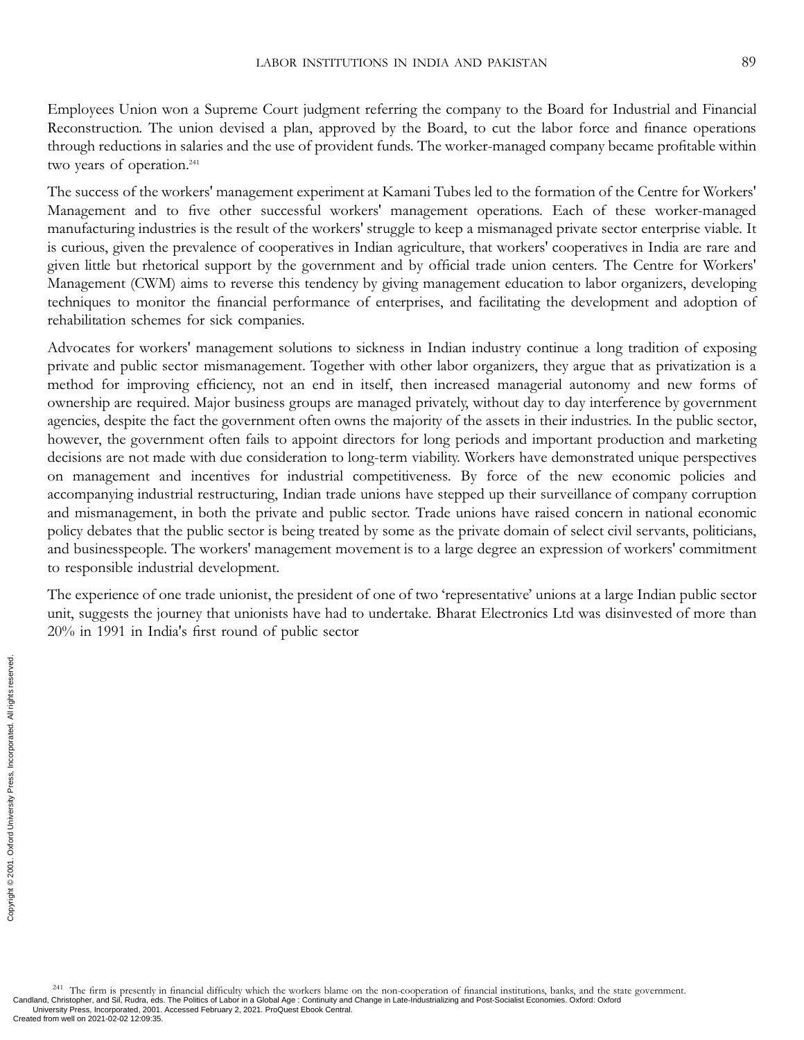Employees Union won a Supreme Court judgment referring the company to the Board for Industrial and Financial Reconstruction. The union devised a plan, approved by the Board, to cut the labor force and finance operations through reductions in salaries and the use of provident funds. The worker-managed company became profitable within two years of operation.[241]

The success of the workers' management experiment at Kamani Tubes led to the formation of the Centre for Workers' Management and to five other successful workers' management operations. Each of these worker-managed manufacturing industries is the result of the workers' struggle to keep a mismanaged private sector enterprise viable. It is curious, given the prevalence of cooperatives in Indian agriculture, that workers' cooperatives in India are rare and given little but rhetorical support by the government and by official trade union centers. The Centre for Workers' Management (CWM) aims to reverse this tendency by giving management education to labor organizers, developing techniques to monitor the financial performance of enterprises, and facilitating the development and adoption of rehabilitation schemes for sick companies.

Advocates for workers' management solutions to sickness in Indian industry continue a long tradition of exposing private and public sector mismanagement. Together with other labor organizers, they argue that as privatization is a method for improving efficiency, not an end in itself, then increased managerial autonomy and new forms of ownership are required. Major business groups are managed privately, without day to day interference by government agencies, despite the fact the government often owns the majority of the assets in their industries. In the public sector, however, the government often fails to appoint directors for long periods and important production and marketing decisions are not made with due consideration to long-term viability. Workers have demonstrated unique perspectives on management and incentives for industrial competitiveness. By force of the new economic policies and accompanying industrial restructuring, Indian trade unions have stepped up their surveillance of company corruption and mismanagement, in both the private and public sector. Trade unions have raised concern in national economic policy debates that the public sector is being treated by some as the private domain of select civil servants, politicians, and businesspeople. The workers' management movement is to a large degree an expression of workers' commitment to responsible industrial development.

The experience of one trade unionist, the president of one of two 'representative' unions at a large Indian public sector unit, suggests the journey that unionists have had to undertake. Bharat Electronics Ltd was disinvested of more than 20% in 1991 in India's first round of public sector

[241] The firm is presently in financial difficulty which the workers blame on the non-cooperation of financial institutions, banks, and the state government.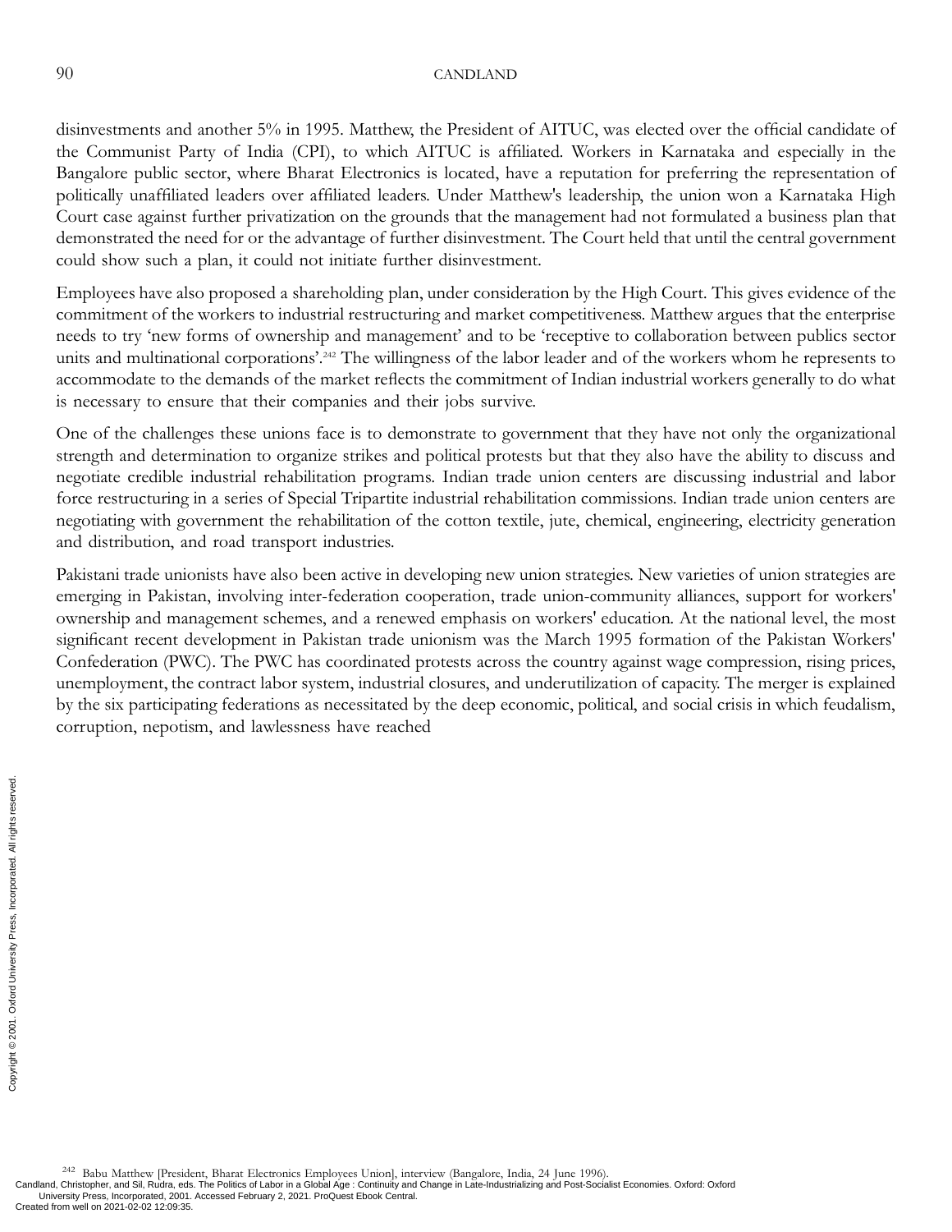disinvestments and another 5% in 1995. Matthew, the President of AITUC, was elected over the official candidate of the Communist Party of India (CPI), to which AITUC is affiliated. Workers in Karnataka and especially in the Bangalore public sector, where Bharat Electronics is located, have a reputation for preferring the representation of politically unaffiliated leaders over affiliated leaders. Under Matthew's leadership, the union won a Karnataka High Court case against further privatization on the grounds that the management had not formulated a business plan that demonstrated the need for or the advantage of further disinvestment. The Court held that until the central government could show such a plan, it could not initiate further disinvestment.

Employees have also proposed a shareholding plan, under consideration by the High Court. This gives evidence of the commitment of the workers to industrial restructuring and market competitiveness. Matthew argues that the enterprise needs to try 'new forms of ownership and management' and to be 'receptive to collaboration between publics sector units and multinational corporations'.[242] The willingness of the labor leader and of the workers whom he represents to accommodate to the demands of the market reflects the commitment of Indian industrial workers generally to do what is necessary to ensure that their companies and their jobs survive.

One of the challenges these unions face is to demonstrate to government that they have not only the organizational strength and determination to organize strikes and political protests but that they also have the ability to discuss and negotiate credible industrial rehabilitation programs. Indian trade union centers are discussing industrial and labor force restructuring in a series of Special Tripartite industrial rehabilitation commissions. Indian trade union centers are negotiating with government the rehabilitation of the cotton textile, jute, chemical, engineering, electricity generation and distribution, and road transport industries.

Pakistani trade unionists have also been active in developing new union strategies. New varieties of union strategies are emerging in Pakistan, involving inter-federation cooperation, trade union-community alliances, support for workers' ownership and management schemes, and a renewed emphasis on workers' education. At the national level, the most significant recent development in Pakistan trade unionism was the March 1995 formation of the Pakistan Workers' Confederation (PWC). The PWC has coordinated protests across the country against wage compression, rising prices, unemployment, the contract labor system, industrial closures, and underutilization of capacity. The merger is explained by the six participating federations as necessitated by the deep economic, political, and social crisis in which feudalism, corruption, nepotism, and lawlessness have reached

[242] Babu Matthew [President, Bharat Electronics Employees Union], interview (Bangalore, India, 24 June 1996).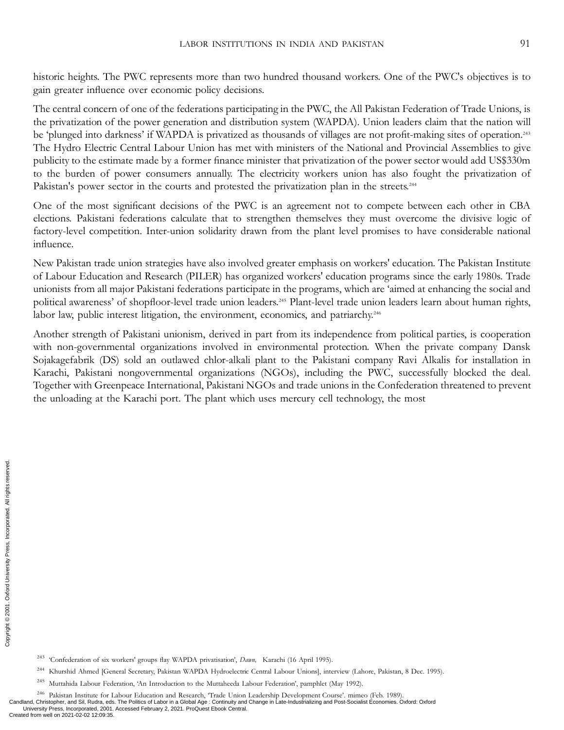historic heights. The PWC represents more than two hundred thousand workers. One of the PWC's objectives is to gain greater influence over economic policy decisions.

The central concern of one of the federations participating in the PWC, the All Pakistan Federation of Trade Unions, is the privatization of the power generation and distribution system (WAPDA). Union leaders claim that the nation will be 'plunged into darkness' if WAPDA is privatized as thousands of villages are not profit-making sites of operation.[243] The Hydro Electric Central Labour Union has met with ministers of the National and Provincial Assemblies to give publicity to the estimate made by a former finance minister that privatization of the power sector would add US$330m to the burden of power consumers annually. The electricity workers union has also fought the privatization of Pakistan's power sector in the courts and protested the privatization plan in the streets.[244]

One of the most significant decisions of the PWC is an agreement not to compete between each other in CBA elections. Pakistani federations calculate that to strengthen themselves they must overcome the divisive logic of factory-level competition. Inter-union solidarity drawn from the plant level promises to have considerable national influence.

New Pakistan trade union strategies have also involved greater emphasis on workers' education. The Pakistan Institute of Labour Education and Research (PILER) has organized workers' education programs since the early 1980s. Trade unionists from all major Pakistani federations participate in the programs, which are 'aimed at enhancing the social and political awareness' of shopfloor-level trade union leaders.[245] Plant-level trade union leaders learn about human rights, labor law, public interest litigation, the environment, economics, and patriarchy.[246]

Another strength of Pakistani unionism, derived in part from its independence from political parties, is cooperation with non-governmental organizations involved in environmental protection. When the private company Dansk Sojakagefabrik (DS) sold an outlawed chlor-alkali plant to the Pakistani company Ravi Alkalis for installation in Karachi, Pakistani nongovernmental organizations (NGOs), including the PWC, successfully blocked the deal. Together with Greenpeace International, Pakistani NGOs and trade unions in the Confederation threatened to prevent the unloading at the Karachi port. The plant which uses mercury cell technology, the most

[243] 'Confederation of six workers' groups flay WAPDA privatisation', *Dawn,* Karachi (16 April 1995).

[244] Khurshid Ahmed [General Secretary, Pakistan WAPDA Hydroelectric Central Labour Unions], interview (Lahore, Pakistan, 8 Dec. 1995).

[245] Muttahida Labour Federation, 'An Introduction to the Muttaheeda Labour Federation', pamphlet (May 1992).

[246] Pakistan Institute for Labour Education and Research, 'Trade Union Leadership Development Course'. mimeo (Feb. 1989).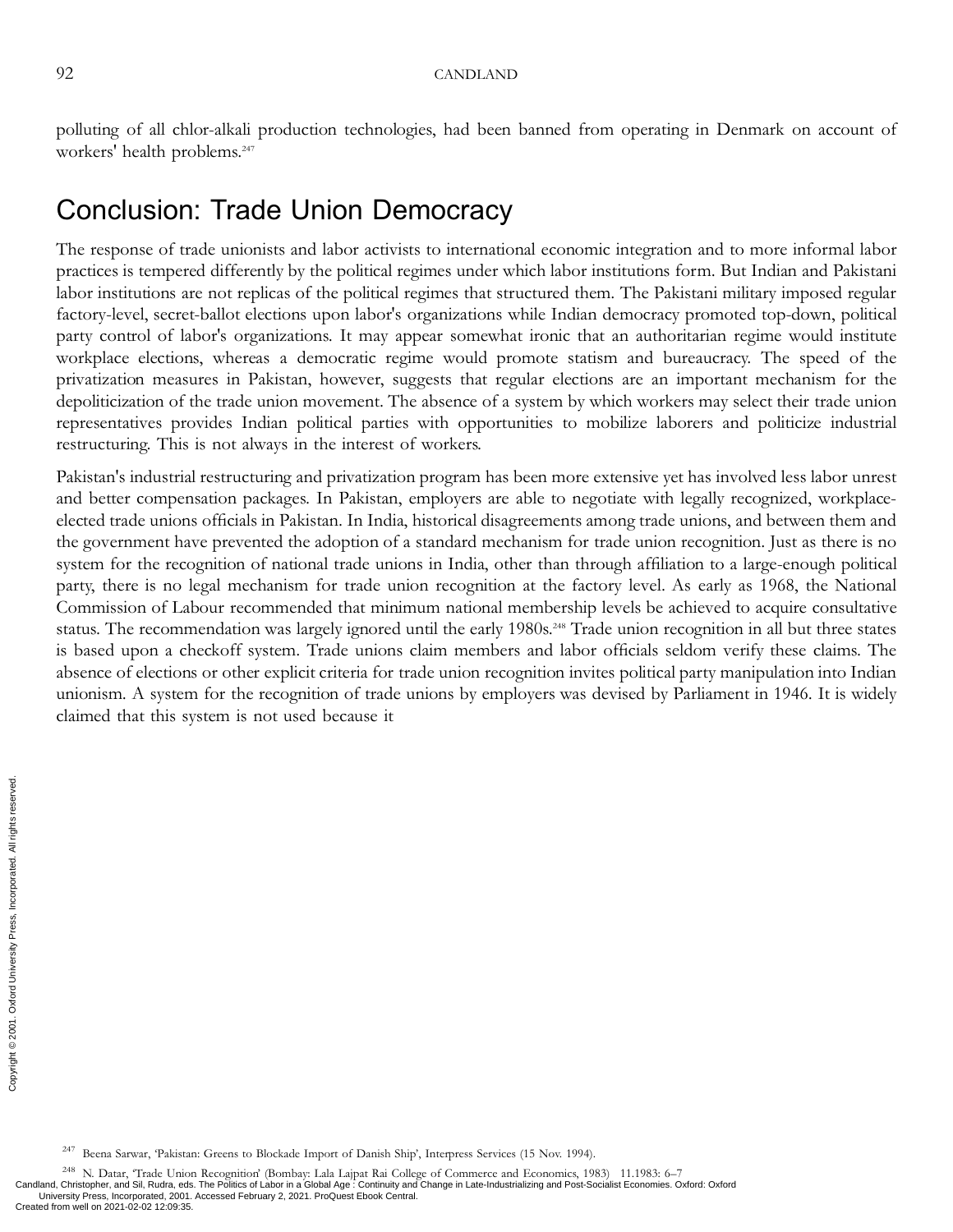polluting of all chlor-alkali production technologies, had been banned from operating in Denmark on account of workers' health problems.[247]

## Conclusion: Trade Union Democracy

The response of trade unionists and labor activists to international economic integration and to more informal labor practices is tempered differently by the political regimes under which labor institutions form. But Indian and Pakistani labor institutions are not replicas of the political regimes that structured them. The Pakistani military imposed regular factory-level, secret-ballot elections upon labor's organizations while Indian democracy promoted top-down, political party control of labor's organizations. It may appear somewhat ironic that an authoritarian regime would institute workplace elections, whereas a democratic regime would promote statism and bureaucracy. The speed of the privatization measures in Pakistan, however, suggests that regular elections are an important mechanism for the depoliticization of the trade union movement. The absence of a system by which workers may select their trade union representatives provides Indian political parties with opportunities to mobilize laborers and politicize industrial restructuring. This is not always in the interest of workers.

Pakistan's industrial restructuring and privatization program has been more extensive yet has involved less labor unrest and better compensation packages. In Pakistan, employers are able to negotiate with legally recognized, workplace-elected trade unions officials in Pakistan. In India, historical disagreements among trade unions, and between them and the government have prevented the adoption of a standard mechanism for trade union recognition. Just as there is no system for the recognition of national trade unions in India, other than through affiliation to a large-enough political party, there is no legal mechanism for trade union recognition at the factory level. As early as 1968, the National Commission of Labour recommended that minimum national membership levels be achieved to acquire consultative status. The recommendation was largely ignored until the early 1980s.[248] Trade union recognition in all but three states is based upon a checkoff system. Trade unions claim members and labor officials seldom verify these claims. The absence of elections or other explicit criteria for trade union recognition invites political party manipulation into Indian unionism. A system for the recognition of trade unions by employers was devised by Parliament in 1946. It is widely claimed that this system is not used because it

[247] Beena Sarwar, 'Pakistan: Greens to Blockade Import of Danish Ship', Interpress Services (15 Nov. 1994).

[248] N. Datar, 'Trade Union Recognition' (Bombay: Lala Lajpat Rai College of Commerce and Economics, 1983) 11.1983: 6–7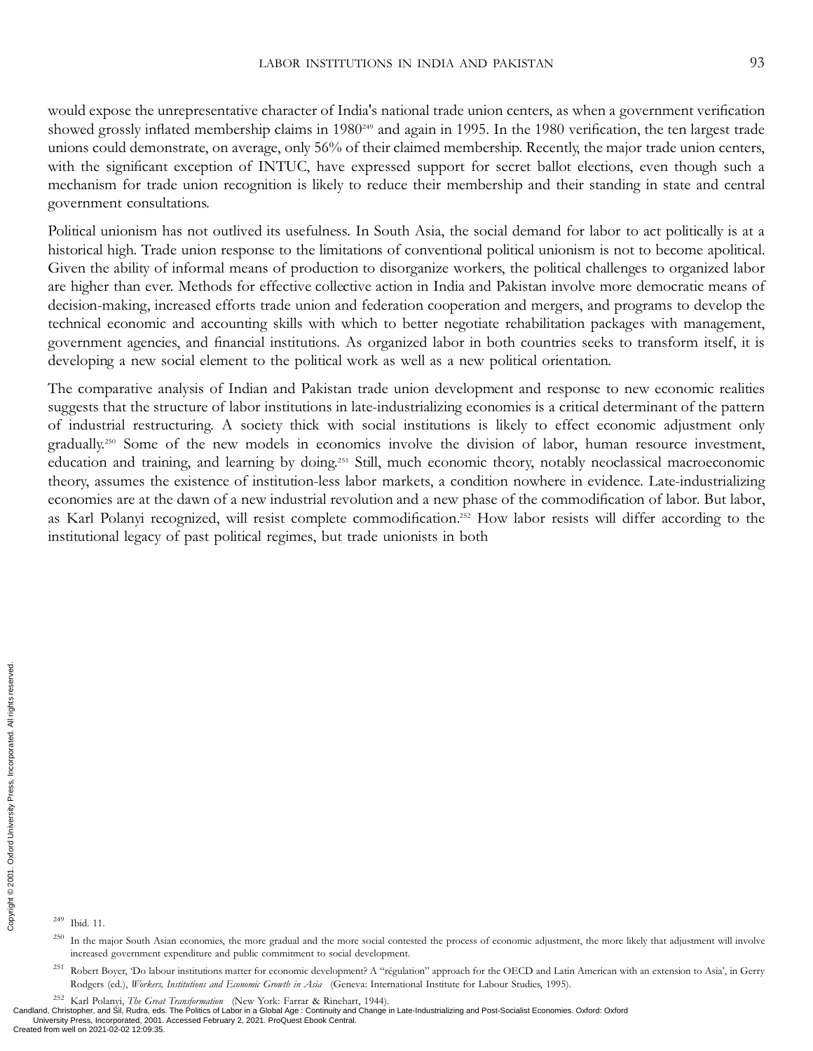would expose the unrepresentative character of India's national trade union centers, as when a government verification showed grossly inflated membership claims in 1980[249] and again in 1995. In the 1980 verification, the ten largest trade unions could demonstrate, on average, only 56% of their claimed membership. Recently, the major trade union centers, with the significant exception of INTUC, have expressed support for secret ballot elections, even though such a mechanism for trade union recognition is likely to reduce their membership and their standing in state and central government consultations.

Political unionism has not outlived its usefulness. In South Asia, the social demand for labor to act politically is at a historical high. Trade union response to the limitations of conventional political unionism is not to become apolitical. Given the ability of informal means of production to disorganize workers, the political challenges to organized labor are higher than ever. Methods for effective collective action in India and Pakistan involve more democratic means of decision-making, increased efforts trade union and federation cooperation and mergers, and programs to develop the technical economic and accounting skills with which to better negotiate rehabilitation packages with management, government agencies, and financial institutions. As organized labor in both countries seeks to transform itself, it is developing a new social element to the political work as well as a new political orientation.

The comparative analysis of Indian and Pakistan trade union development and response to new economic realities suggests that the structure of labor institutions in late-industrializing economies is a critical determinant of the pattern of industrial restructuring. A society thick with social institutions is likely to effect economic adjustment only gradually.[250] Some of the new models in economics involve the division of labor, human resource investment, education and training, and learning by doing.[251] Still, much economic theory, notably neoclassical macroeconomic theory, assumes the existence of institution-less labor markets, a condition nowhere in evidence. Late-industrializing economies are at the dawn of a new industrial revolution and a new phase of the commodification of labor. But labor, as Karl Polanyi recognized, will resist complete commodification.[252] How labor resists will differ according to the institutional legacy of past political regimes, but trade unionists in both

---

[249] Ibid. 11.

[250] In the major South Asian economies, the more gradual and the more social contested the process of economic adjustment, the more likely that adjustment will involve increased government expenditure and public commitment to social development.

[251] Robert Boyer, 'Do labour institutions matter for economic development? A "régulation" approach for the OECD and Latin American with an extension to Asia', in Gerry Rodgers (ed.), *Workers, Institutions and Economic Growth in Asia* (Geneva: International Institute for Labour Studies, 1995).

[252] Karl Polanyi, *The Great Transformation* (New York: Farrar & Rinehart, 1944).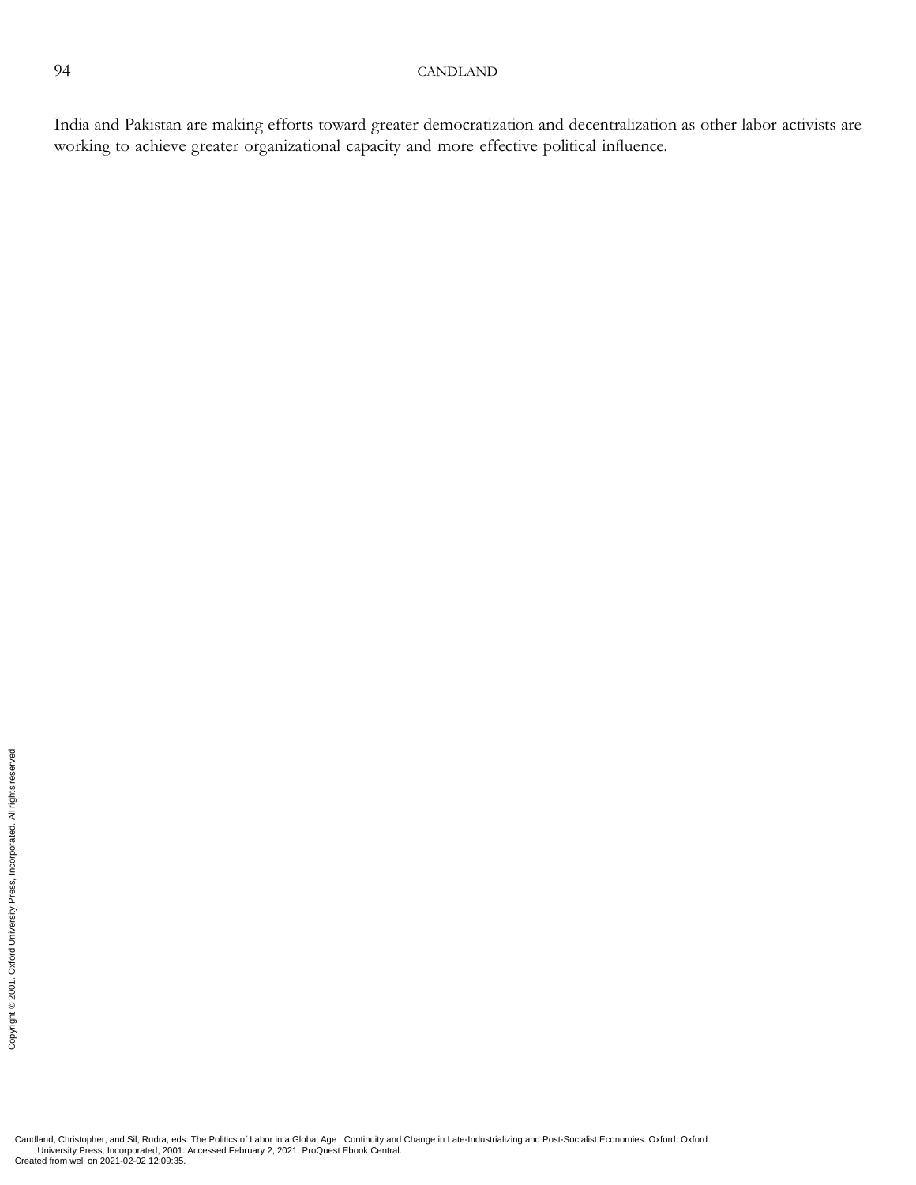India and Pakistan are making efforts toward greater democratization and decentralization as other labor activists are working to achieve greater organizational capacity and more effective political influence.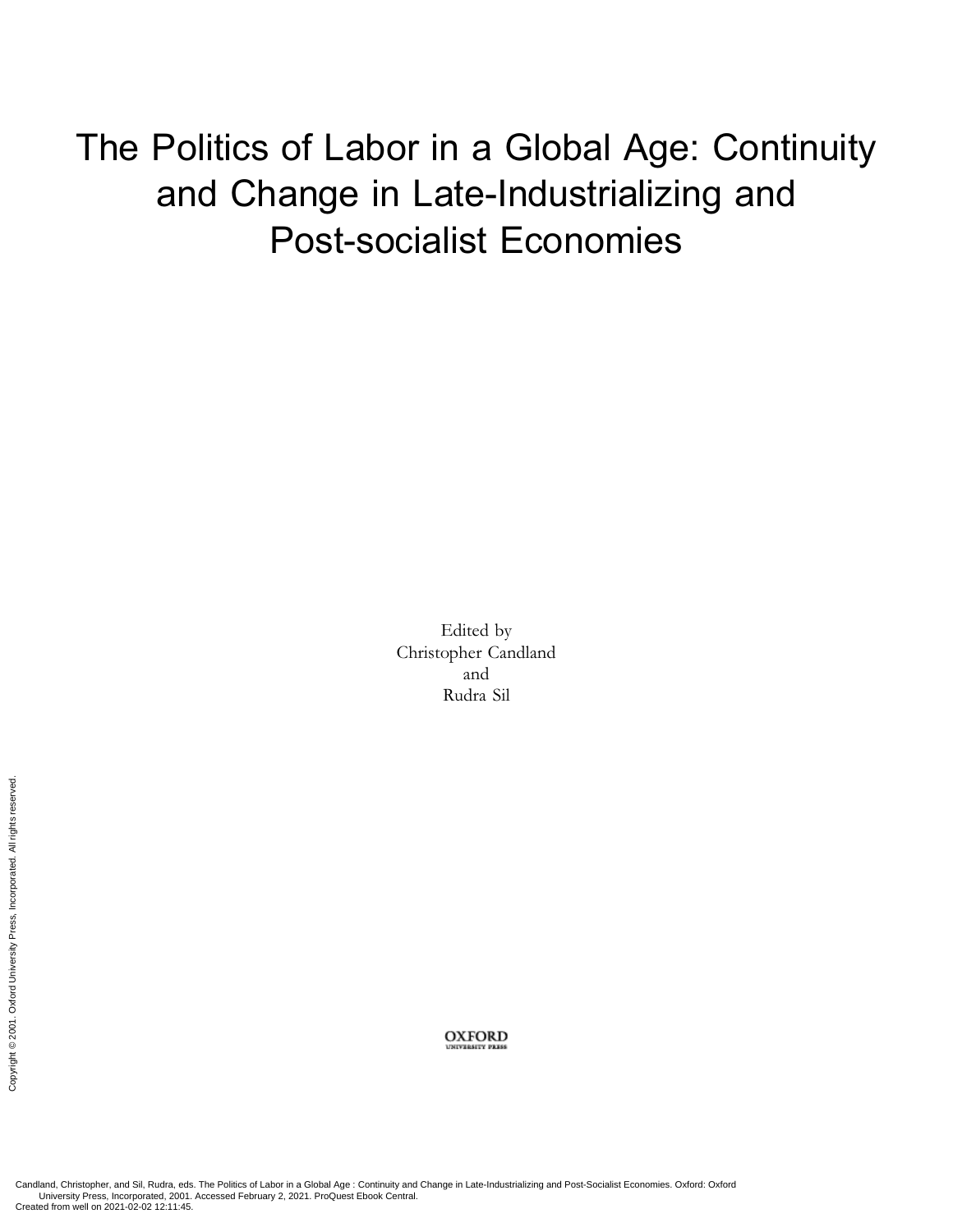# The Politics of Labor in a Global Age: Continuity and Change in Late-Industrializing and Post-socialist Economies

Edited by
Christopher Candland
and
Rudra Sil

OXFORD
UNIVERSITY PRESS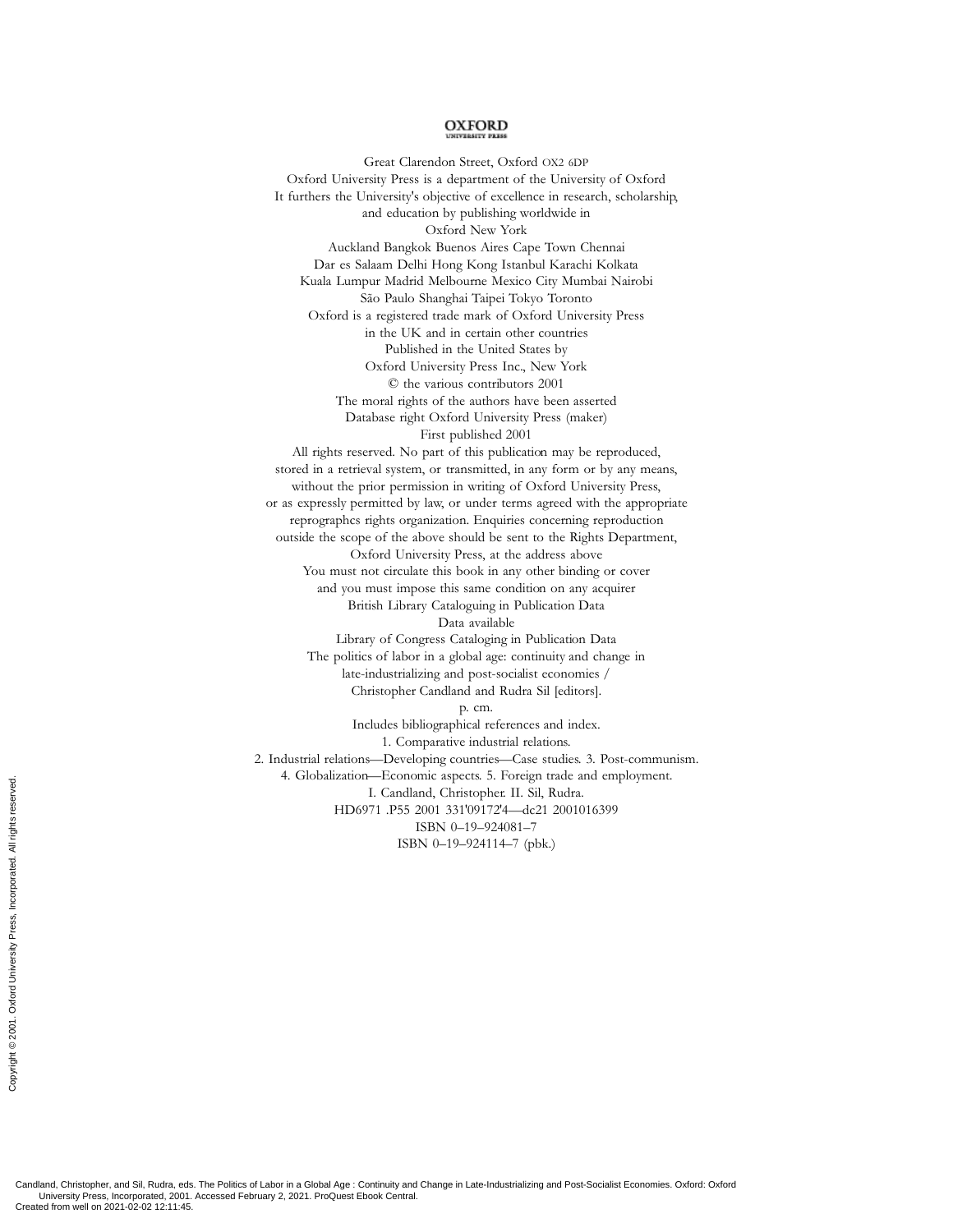OXFORD
UNIVERSITY PRESS

Great Clarendon Street, Oxford OX2 6DP
Oxford University Press is a department of the University of Oxford
It furthers the University's objective of excellence in research, scholarship,
and education by publishing worldwide in
Oxford New York
Auckland Bangkok Buenos Aires Cape Town Chennai
Dar es Salaam Delhi Hong Kong Istanbul Karachi Kolkata
Kuala Lumpur Madrid Melbourne Mexico City Mumbai Nairobi
São Paulo Shanghai Taipei Tokyo Toronto
Oxford is a registered trade mark of Oxford University Press
in the UK and in certain other countries
Published in the United States by
Oxford University Press Inc., New York
© the various contributors 2001
The moral rights of the authors have been asserted
Database right Oxford University Press (maker)
First published 2001
All rights reserved. No part of this publication may be reproduced,
stored in a retrieval system, or transmitted, in any form or by any means,
without the prior permission in writing of Oxford University Press,
or as expressly permitted by law, or under terms agreed with the appropriate
reprographcs rights organization. Enquiries concerning reproduction
outside the scope of the above should be sent to the Rights Department,
Oxford University Press, at the address above
You must not circulate this book in any other binding or cover
and you must impose this same condition on any acquirer
British Library Cataloguing in Publication Data
Data available
Library of Congress Cataloging in Publication Data
The politics of labor in a global age: continuity and change in
late-industrializing and post-socialist economies /
Christopher Candland and Rudra Sil [editors].
p. cm.
Includes bibliographical references and index.
1. Comparative industrial relations.
2. Industrial relations—Developing countries—Case studies. 3. Post-communism.
4. Globalization—Economic aspects. 5. Foreign trade and employment.
I. Candland, Christopher. II. Sil, Rudra.
HD6971 .P55 2001 331'09172'4—dc21 2001016399
ISBN 0–19–924081–7
ISBN 0–19–924114–7 (pbk.)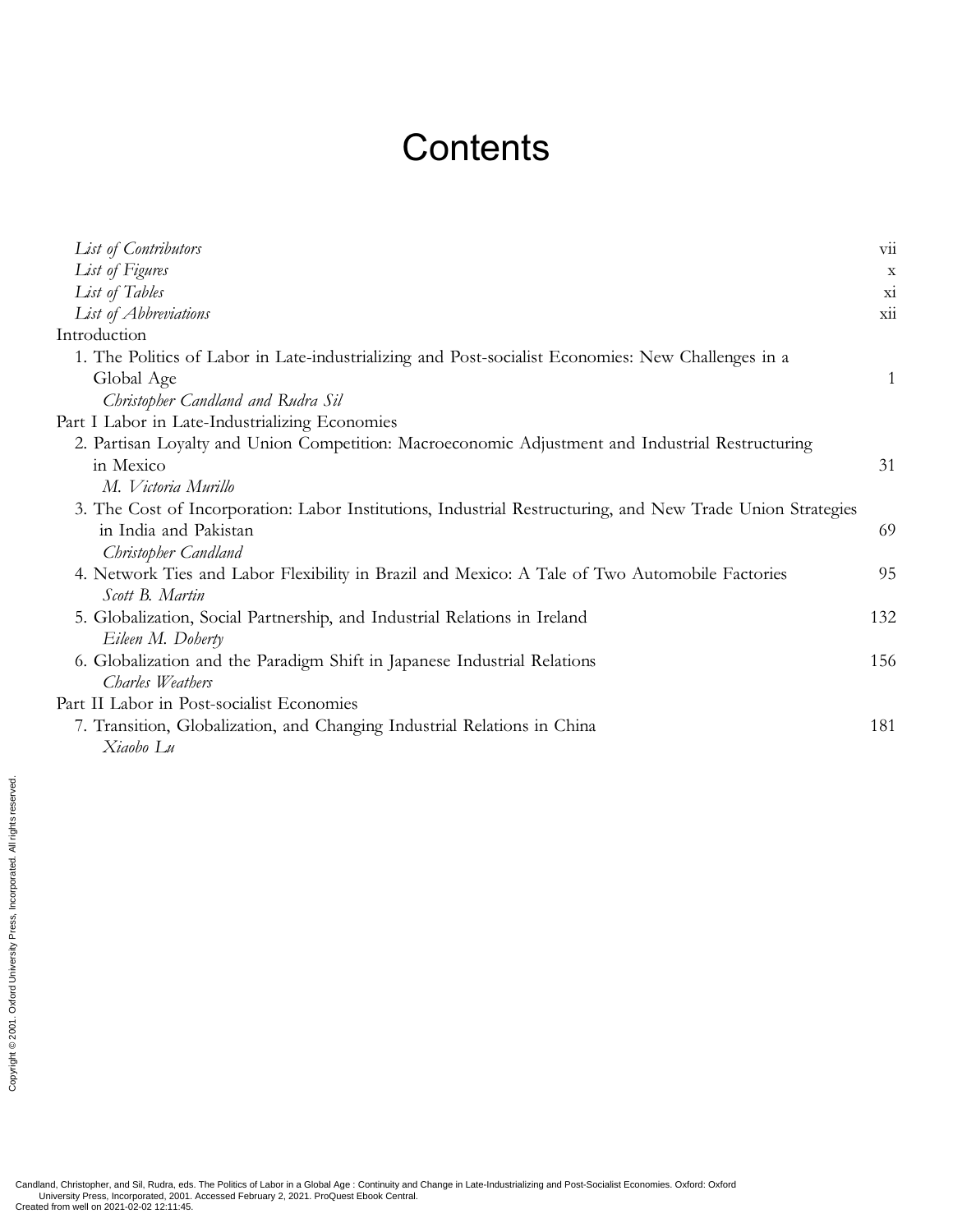# Contents

| | |
|---|---|
| *List of Contributors* | vii |
| *List of Figures* | x |
| *List of Tables* | xi |
| *List of Abbreviations* | xii |
| Introduction | |
| 1. The Politics of Labor in Late-industrializing and Post-socialist Economies: New Challenges in a Global Age<br>*Christopher Candland and Rudra Sil* | 1 |
| Part I Labor in Late-Industrializing Economies | |
| 2. Partisan Loyalty and Union Competition: Macroeconomic Adjustment and Industrial Restructuring in Mexico<br>*M. Victoria Murillo* | 31 |
| 3. The Cost of Incorporation: Labor Institutions, Industrial Restructuring, and New Trade Union Strategies in India and Pakistan<br>*Christopher Candland* | 69 |
| 4. Network Ties and Labor Flexibility in Brazil and Mexico: A Tale of Two Automobile Factories<br>*Scott B. Martin* | 95 |
| 5. Globalization, Social Partnership, and Industrial Relations in Ireland<br>*Eileen M. Doherty* | 132 |
| 6. Globalization and the Paradigm Shift in Japanese Industrial Relations<br>*Charles Weathers* | 156 |
| Part II Labor in Post-socialist Economies | |
| 7. Transition, Globalization, and Changing Industrial Relations in China<br>*Xiaobo Lu* | 181 |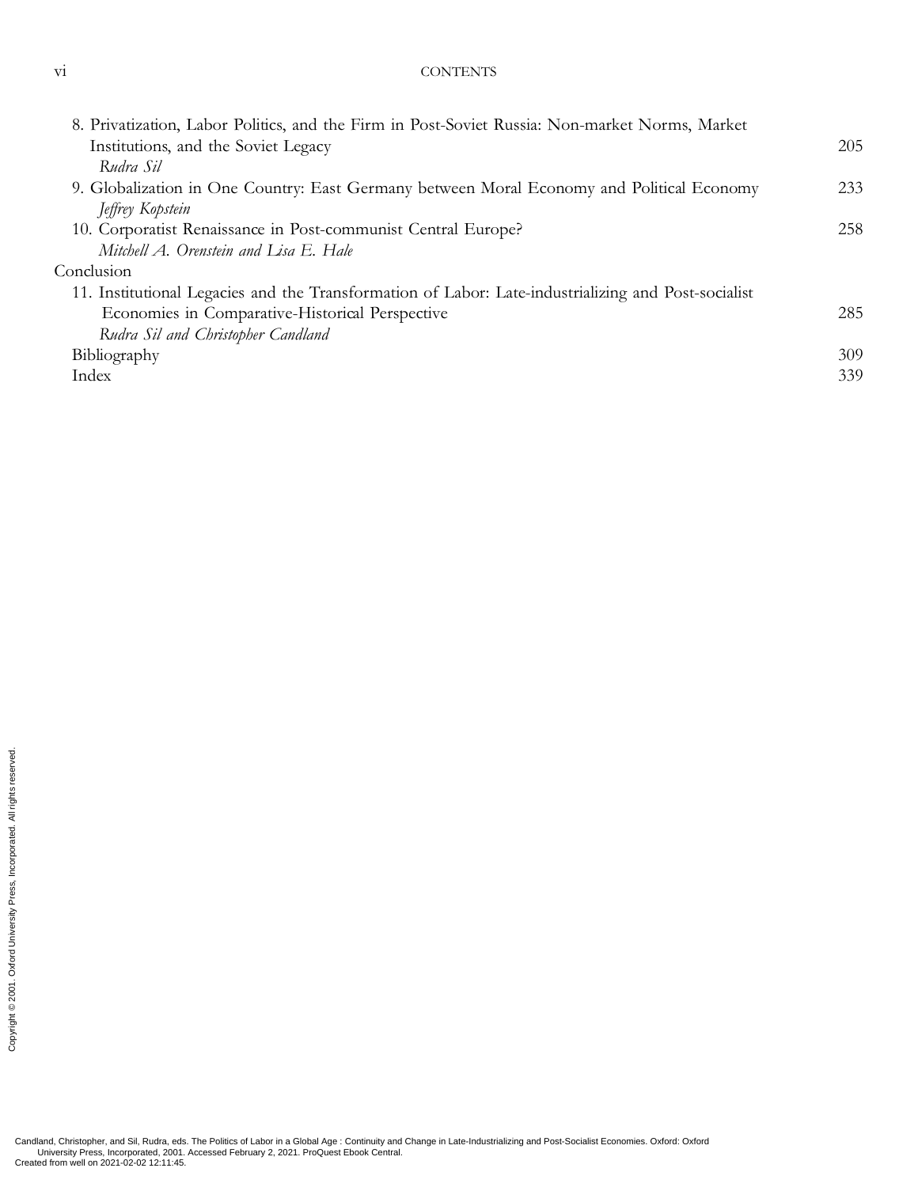8. Privatization, Labor Politics, and the Firm in Post-Soviet Russia: Non-market Norms, Market Institutions, and the Soviet Legacy 205
   *Rudra Sil*
9. Globalization in One Country: East Germany between Moral Economy and Political Economy 233
   *Jeffrey Kopstein*
10. Corporatist Renaissance in Post-communist Central Europe? 258
    *Mitchell A. Orenstein and Lisa E. Hale*

Conclusion

11. Institutional Legacies and the Transformation of Labor: Late-industrializing and Post-socialist Economies in Comparative-Historical Perspective 285
    *Rudra Sil and Christopher Candland*

Bibliography 309

Index 339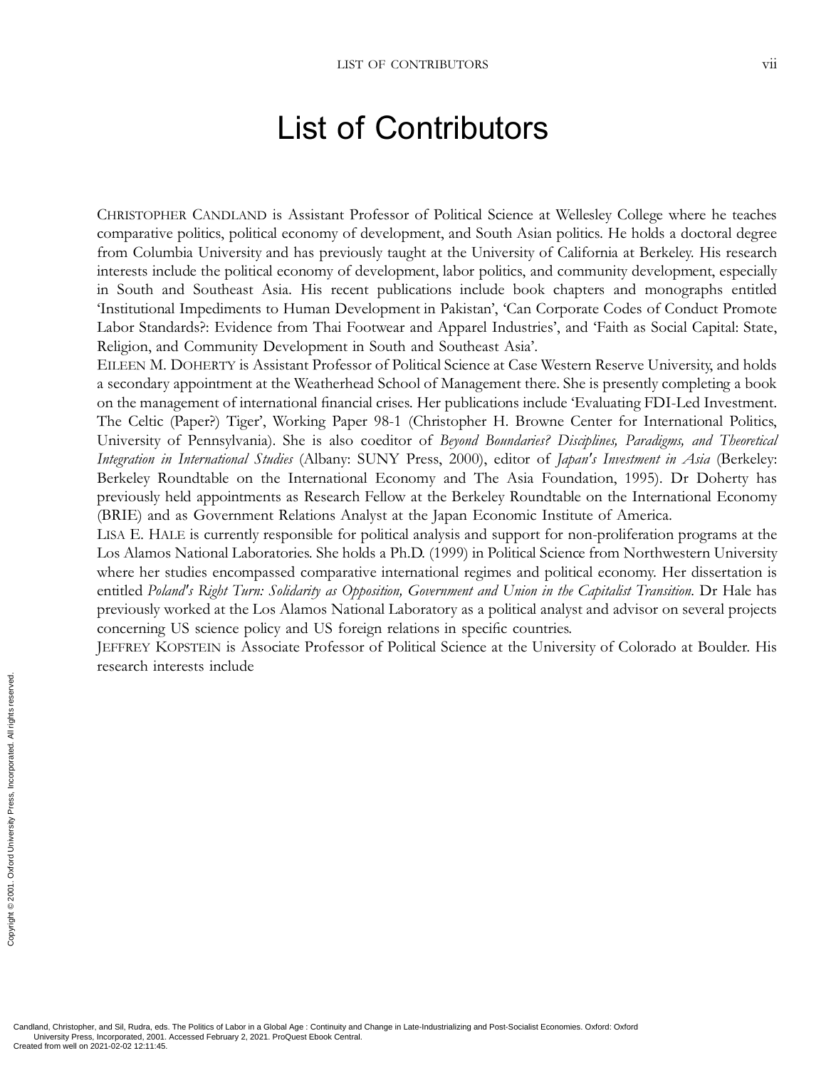# List of Contributors

CHRISTOPHER CANDLAND is Assistant Professor of Political Science at Wellesley College where he teaches comparative politics, political economy of development, and South Asian politics. He holds a doctoral degree from Columbia University and has previously taught at the University of California at Berkeley. His research interests include the political economy of development, labor politics, and community development, especially in South and Southeast Asia. His recent publications include book chapters and monographs entitled 'Institutional Impediments to Human Development in Pakistan', 'Can Corporate Codes of Conduct Promote Labor Standards?: Evidence from Thai Footwear and Apparel Industries', and 'Faith as Social Capital: State, Religion, and Community Development in South and Southeast Asia'.

EILEEN M. DOHERTY is Assistant Professor of Political Science at Case Western Reserve University, and holds a secondary appointment at the Weatherhead School of Management there. She is presently completing a book on the management of international financial crises. Her publications include 'Evaluating FDI-Led Investment. The Celtic (Paper?) Tiger', Working Paper 98-1 (Christopher H. Browne Center for International Politics, University of Pennsylvania). She is also coeditor of *Beyond Boundaries? Disciplines, Paradigms, and Theoretical Integration in International Studies* (Albany: SUNY Press, 2000), editor of *Japan's Investment in Asia* (Berkeley: Berkeley Roundtable on the International Economy and The Asia Foundation, 1995). Dr Doherty has previously held appointments as Research Fellow at the Berkeley Roundtable on the International Economy (BRIE) and as Government Relations Analyst at the Japan Economic Institute of America.

LISA E. HALE is currently responsible for political analysis and support for non-proliferation programs at the Los Alamos National Laboratories. She holds a Ph.D. (1999) in Political Science from Northwestern University where her studies encompassed comparative international regimes and political economy. Her dissertation is entitled *Poland's Right Turn: Solidarity as Opposition, Government and Union in the Capitalist Transition*. Dr Hale has previously worked at the Los Alamos National Laboratory as a political analyst and advisor on several projects concerning US science policy and US foreign relations in specific countries.

JEFFREY KOPSTEIN is Associate Professor of Political Science at the University of Colorado at Boulder. His research interests include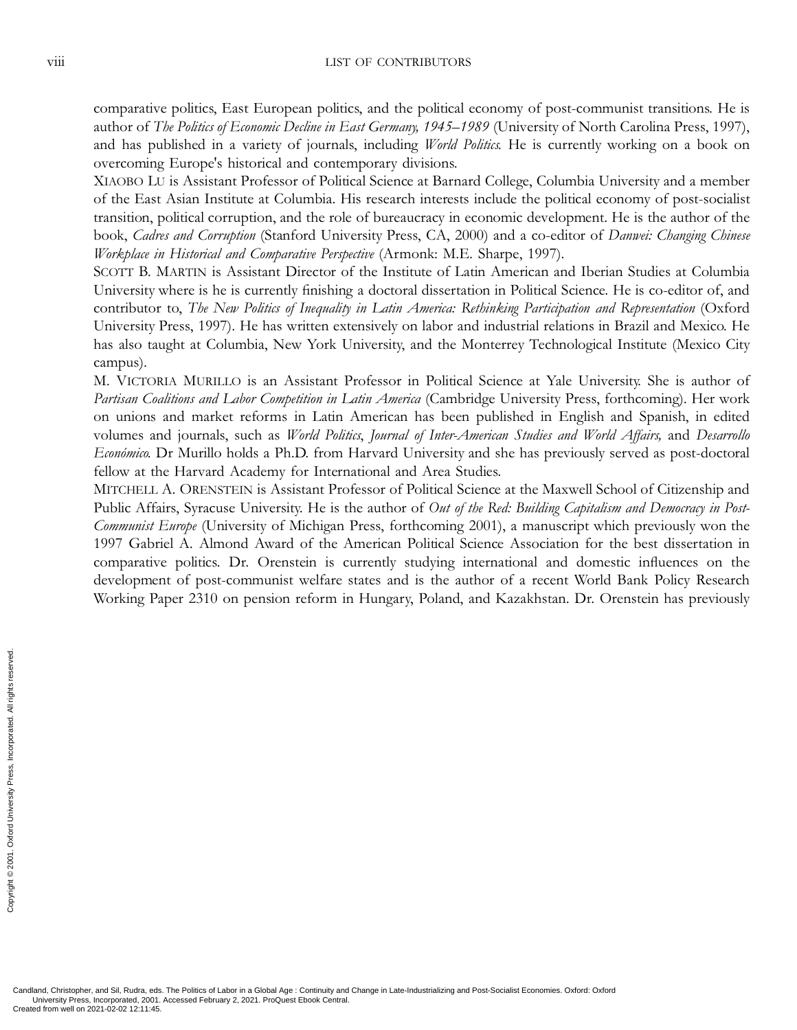comparative politics, East European politics, and the political economy of post-communist transitions. He is author of *The Politics of Economic Decline in East Germany, 1945–1989* (University of North Carolina Press, 1997), and has published in a variety of journals, including *World Politics*. He is currently working on a book on overcoming Europe's historical and contemporary divisions.

XIAOBO LU is Assistant Professor of Political Science at Barnard College, Columbia University and a member of the East Asian Institute at Columbia. His research interests include the political economy of post-socialist transition, political corruption, and the role of bureaucracy in economic development. He is the author of the book, *Cadres and Corruption* (Stanford University Press, CA, 2000) and a co-editor of *Danwei: Changing Chinese Workplace in Historical and Comparative Perspective* (Armonk: M.E. Sharpe, 1997).

SCOTT B. MARTIN is Assistant Director of the Institute of Latin American and Iberian Studies at Columbia University where is he is currently finishing a doctoral dissertation in Political Science. He is co-editor of, and contributor to, *The New Politics of Inequality in Latin America: Rethinking Participation and Representation* (Oxford University Press, 1997). He has written extensively on labor and industrial relations in Brazil and Mexico. He has also taught at Columbia, New York University, and the Monterrey Technological Institute (Mexico City campus).

M. VICTORIA MURILLO is an Assistant Professor in Political Science at Yale University. She is author of *Partisan Coalitions and Labor Competition in Latin America* (Cambridge University Press, forthcoming). Her work on unions and market reforms in Latin American has been published in English and Spanish, in edited volumes and journals, such as *World Politics*, *Journal of Inter-American Studies and World Affairs,* and *Desarrollo Económico*. Dr Murillo holds a Ph.D. from Harvard University and she has previously served as post-doctoral fellow at the Harvard Academy for International and Area Studies.

MITCHELL A. ORENSTEIN is Assistant Professor of Political Science at the Maxwell School of Citizenship and Public Affairs, Syracuse University. He is the author of *Out of the Red: Building Capitalism and Democracy in Post-Communist Europe* (University of Michigan Press, forthcoming 2001), a manuscript which previously won the 1997 Gabriel A. Almond Award of the American Political Science Association for the best dissertation in comparative politics. Dr. Orenstein is currently studying international and domestic influences on the development of post-communist welfare states and is the author of a recent World Bank Policy Research Working Paper 2310 on pension reform in Hungary, Poland, and Kazakhstan. Dr. Orenstein has previously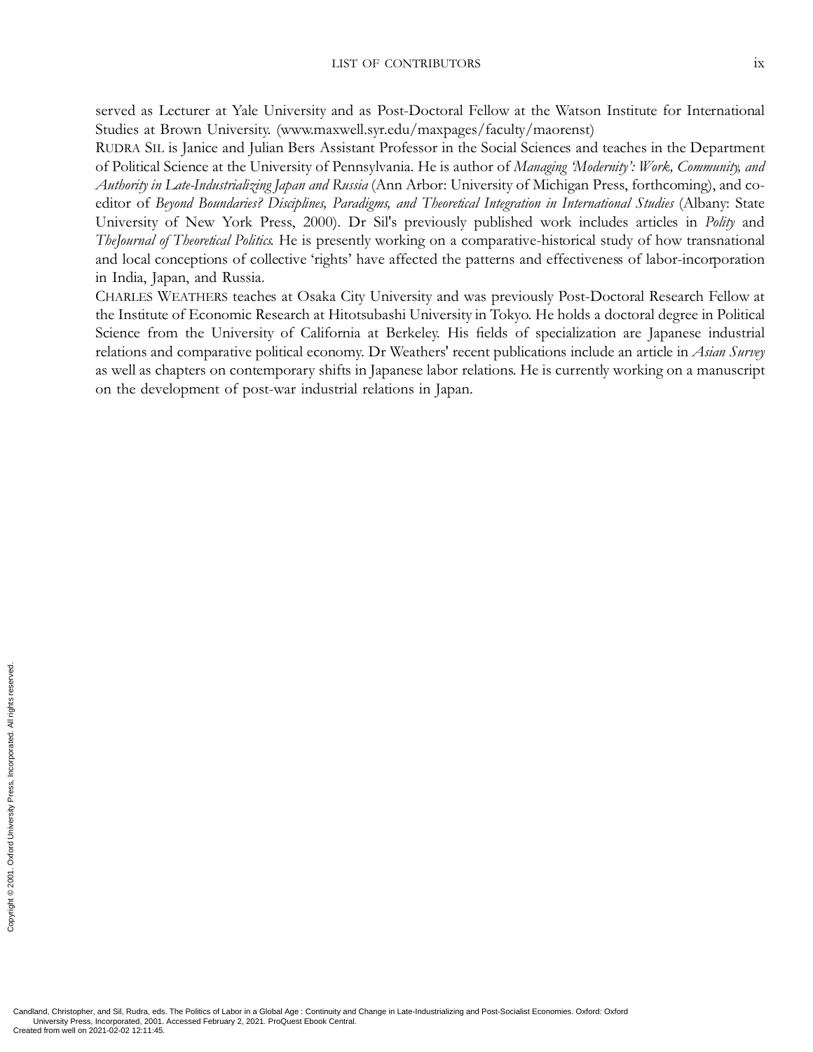served as Lecturer at Yale University and as Post-Doctoral Fellow at the Watson Institute for International Studies at Brown University. (www.maxwell.syr.edu/maxpages/faculty/maorenst)

RUDRA SIL is Janice and Julian Bers Assistant Professor in the Social Sciences and teaches in the Department of Political Science at the University of Pennsylvania. He is author of *Managing 'Modernity': Work, Community, and Authority in Late-Industrializing Japan and Russia* (Ann Arbor: University of Michigan Press, forthcoming), and co-editor of *Beyond Boundaries? Disciplines, Paradigms, and Theoretical Integration in International Studies* (Albany: State University of New York Press, 2000). Dr Sil's previously published work includes articles in *Polity* and *TheJournal of Theoretical Politics*. He is presently working on a comparative-historical study of how transnational and local conceptions of collective 'rights' have affected the patterns and effectiveness of labor-incorporation in India, Japan, and Russia.

CHARLES WEATHERS teaches at Osaka City University and was previously Post-Doctoral Research Fellow at the Institute of Economic Research at Hitotsubashi University in Tokyo. He holds a doctoral degree in Political Science from the University of California at Berkeley. His fields of specialization are Japanese industrial relations and comparative political economy. Dr Weathers' recent publications include an article in *Asian Survey* as well as chapters on contemporary shifts in Japanese labor relations. He is currently working on a manuscript on the development of post-war industrial relations in Japan.